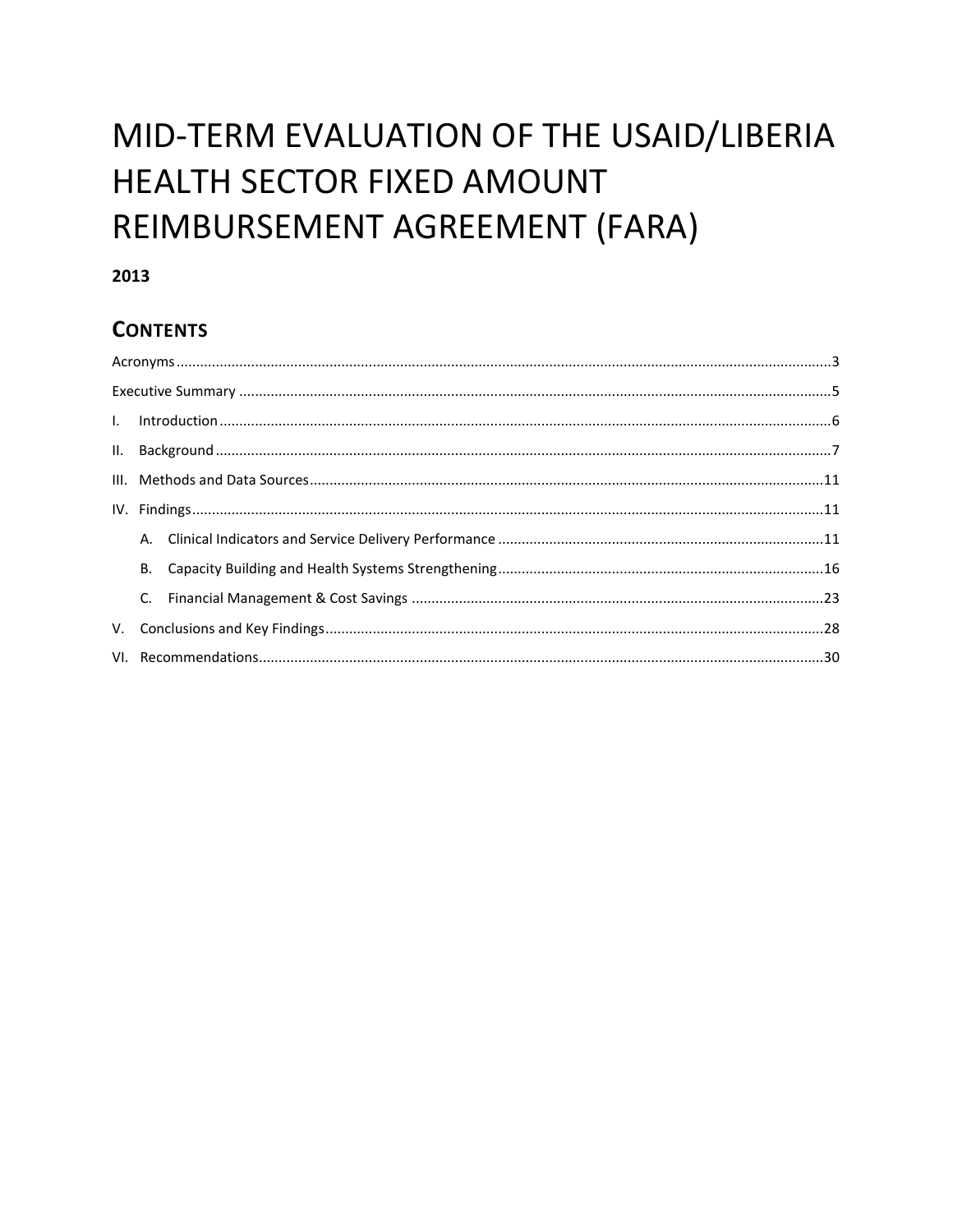# MID-TERM EVALUATION OF THE USAID/LIBERIA HEALTH SECTOR FIXED AMOUNT REIMBURSEMENT AGREEMENT (FARA)

**2013**

## CONTENTS

Acronyms....................................................................................................3

Executive Summary....................................................................................................5

I. Introduction....................................................................................................6

II. Background....................................................................................................7

III. Methods and Data Sources....................................................................................................11

IV. Findings....................................................................................................11

- A. Clinical Indicators and Service Delivery Performance....................................................................................................11
- B. Capacity Building and Health Systems Strengthening....................................................................................................16
- C. Financial Management & Cost Savings....................................................................................................23

V. Conclusions and Key Findings....................................................................................................28

VI. Recommendations....................................................................................................30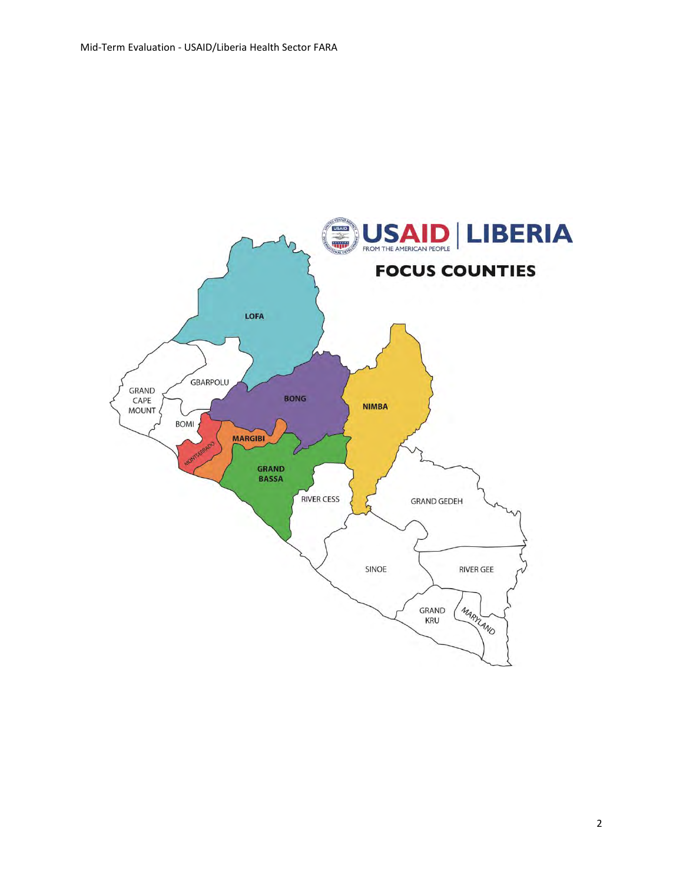**USAID | LIBERIA**
FROM THE AMERICAN PEOPLE

## FOCUS COUNTIES

LOFA

GBARPOLU

GRAND CAPE MOUNT

BONG

NIMBA

BOMI

MONTSERRADO

MARGIBI

GRAND BASSA

RIVER CESS

GRAND GEDEH

SINOE

RIVER GEE

GRAND KRU

MARYLAND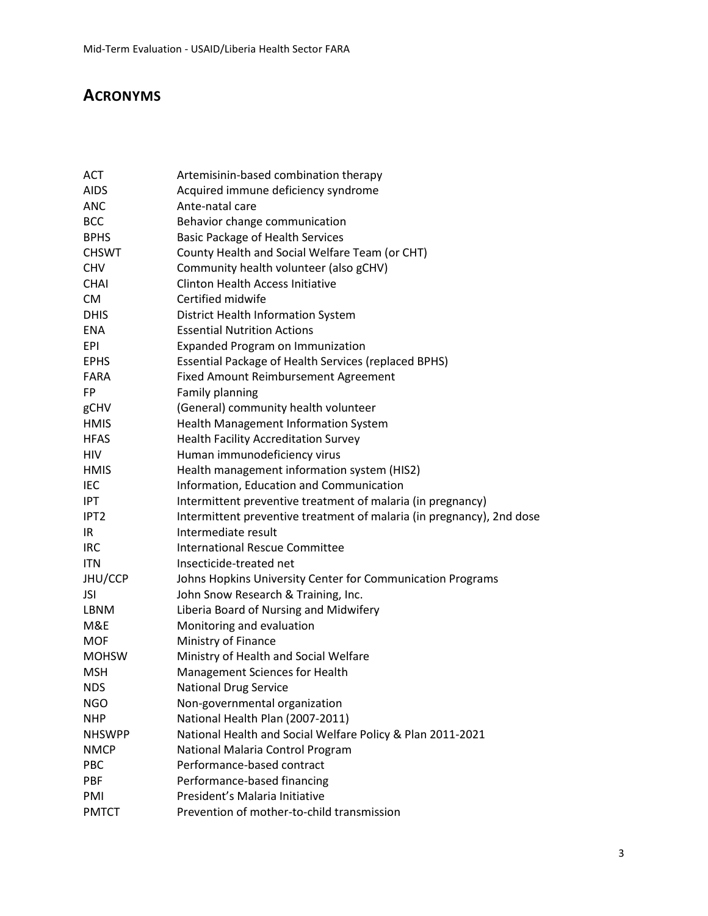# ACRONYMS

| | |
|---|---|
| ACT | Artemisinin-based combination therapy |
| AIDS | Acquired immune deficiency syndrome |
| ANC | Ante-natal care |
| BCC | Behavior change communication |
| BPHS | Basic Package of Health Services |
| CHSWT | County Health and Social Welfare Team (or CHT) |
| CHV | Community health volunteer (also gCHV) |
| CHAI | Clinton Health Access Initiative |
| CM | Certified midwife |
| DHIS | District Health Information System |
| ENA | Essential Nutrition Actions |
| EPI | Expanded Program on Immunization |
| EPHS | Essential Package of Health Services (replaced BPHS) |
| FARA | Fixed Amount Reimbursement Agreement |
| FP | Family planning |
| gCHV | (General) community health volunteer |
| HMIS | Health Management Information System |
| HFAS | Health Facility Accreditation Survey |
| HIV | Human immunodeficiency virus |
| HMIS | Health management information system (HIS2) |
| IEC | Information, Education and Communication |
| IPT | Intermittent preventive treatment of malaria (in pregnancy) |
| IPT2 | Intermittent preventive treatment of malaria (in pregnancy), 2nd dose |
| IR | Intermediate result |
| IRC | International Rescue Committee |
| ITN | Insecticide-treated net |
| JHU/CCP | Johns Hopkins University Center for Communication Programs |
| JSI | John Snow Research & Training, Inc. |
| LBNM | Liberia Board of Nursing and Midwifery |
| M&E | Monitoring and evaluation |
| MOF | Ministry of Finance |
| MOHSW | Ministry of Health and Social Welfare |
| MSH | Management Sciences for Health |
| NDS | National Drug Service |
| NGO | Non-governmental organization |
| NHP | National Health Plan (2007-2011) |
| NHSWPP | National Health and Social Welfare Policy & Plan 2011-2021 |
| NMCP | National Malaria Control Program |
| PBC | Performance-based contract |
| PBF | Performance-based financing |
| PMI | President's Malaria Initiative |
| PMTCT | Prevention of mother-to-child transmission |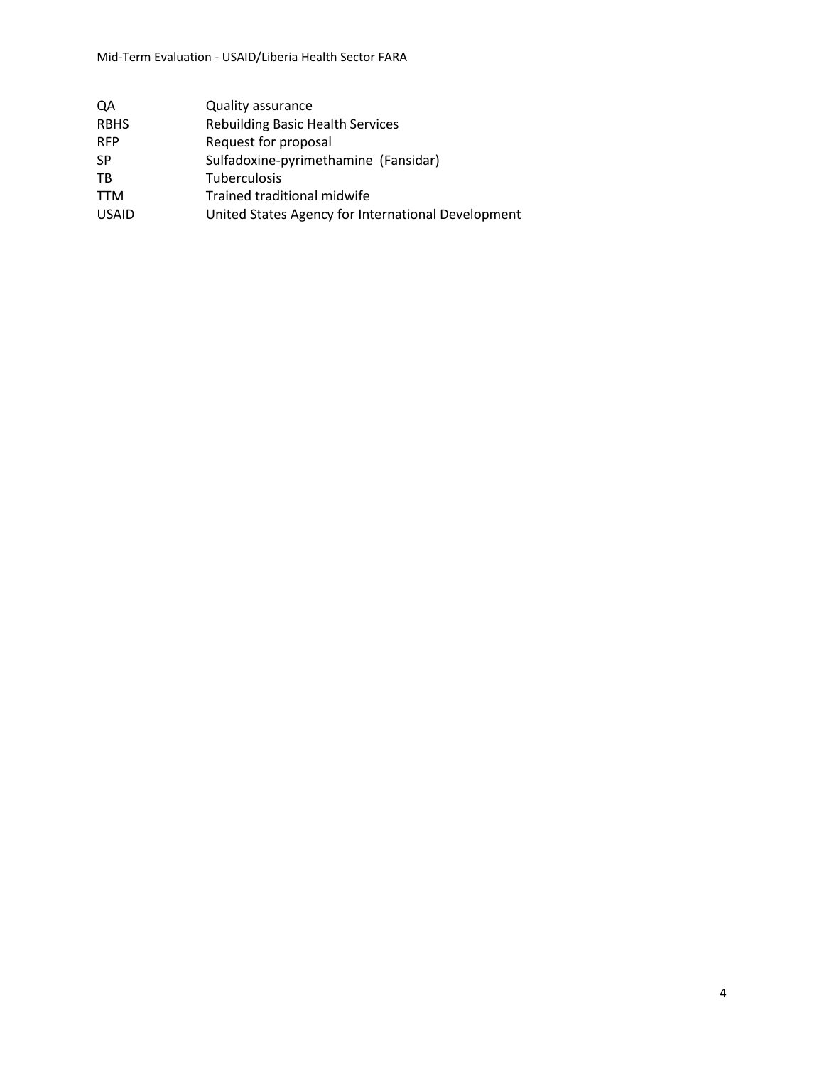| | |
|---|---|
| QA | Quality assurance |
| RBHS | Rebuilding Basic Health Services |
| RFP | Request for proposal |
| SP | Sulfadoxine-pyrimethamine (Fansidar) |
| TB | Tuberculosis |
| TTM | Trained traditional midwife |
| USAID | United States Agency for International Development |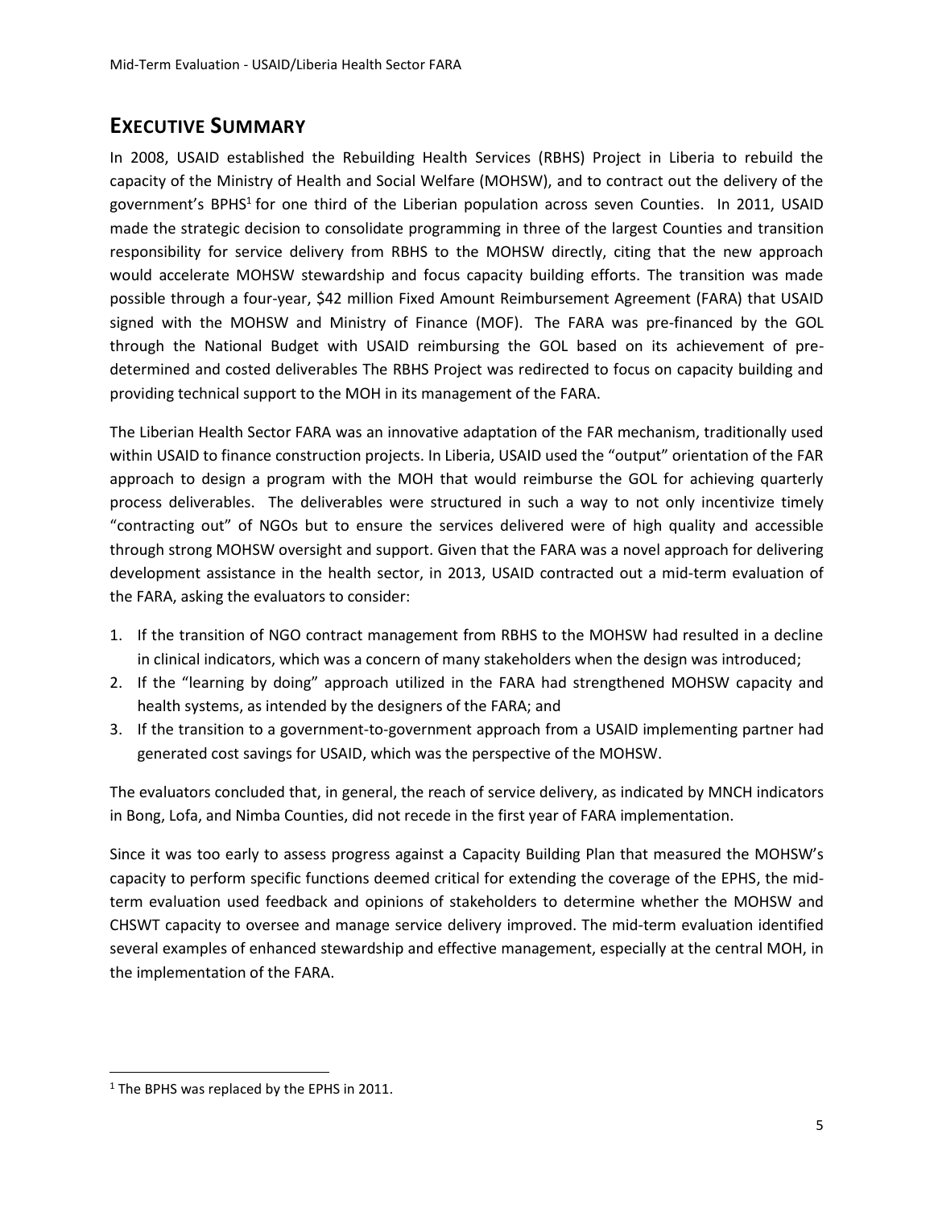## EXECUTIVE SUMMARY

In 2008, USAID established the Rebuilding Health Services (RBHS) Project in Liberia to rebuild the capacity of the Ministry of Health and Social Welfare (MOHSW), and to contract out the delivery of the government's BPHS[1] for one third of the Liberian population across seven Counties. In 2011, USAID made the strategic decision to consolidate programming in three of the largest Counties and transition responsibility for service delivery from RBHS to the MOHSW directly, citing that the new approach would accelerate MOHSW stewardship and focus capacity building efforts. The transition was made possible through a four-year, $42 million Fixed Amount Reimbursement Agreement (FARA) that USAID signed with the MOHSW and Ministry of Finance (MOF). The FARA was pre-financed by the GOL through the National Budget with USAID reimbursing the GOL based on its achievement of pre-determined and costed deliverables The RBHS Project was redirected to focus on capacity building and providing technical support to the MOH in its management of the FARA.

The Liberian Health Sector FARA was an innovative adaptation of the FAR mechanism, traditionally used within USAID to finance construction projects. In Liberia, USAID used the "output" orientation of the FAR approach to design a program with the MOH that would reimburse the GOL for achieving quarterly process deliverables. The deliverables were structured in such a way to not only incentivize timely "contracting out" of NGOs but to ensure the services delivered were of high quality and accessible through strong MOHSW oversight and support. Given that the FARA was a novel approach for delivering development assistance in the health sector, in 2013, USAID contracted out a mid-term evaluation of the FARA, asking the evaluators to consider:

1. If the transition of NGO contract management from RBHS to the MOHSW had resulted in a decline in clinical indicators, which was a concern of many stakeholders when the design was introduced;
2. If the "learning by doing" approach utilized in the FARA had strengthened MOHSW capacity and health systems, as intended by the designers of the FARA; and
3. If the transition to a government-to-government approach from a USAID implementing partner had generated cost savings for USAID, which was the perspective of the MOHSW.

The evaluators concluded that, in general, the reach of service delivery, as indicated by MNCH indicators in Bong, Lofa, and Nimba Counties, did not recede in the first year of FARA implementation.

Since it was too early to assess progress against a Capacity Building Plan that measured the MOHSW's capacity to perform specific functions deemed critical for extending the coverage of the EPHS, the mid-term evaluation used feedback and opinions of stakeholders to determine whether the MOHSW and CHSWT capacity to oversee and manage service delivery improved. The mid-term evaluation identified several examples of enhanced stewardship and effective management, especially at the central MOH, in the implementation of the FARA.

---

[1] The BPHS was replaced by the EPHS in 2011.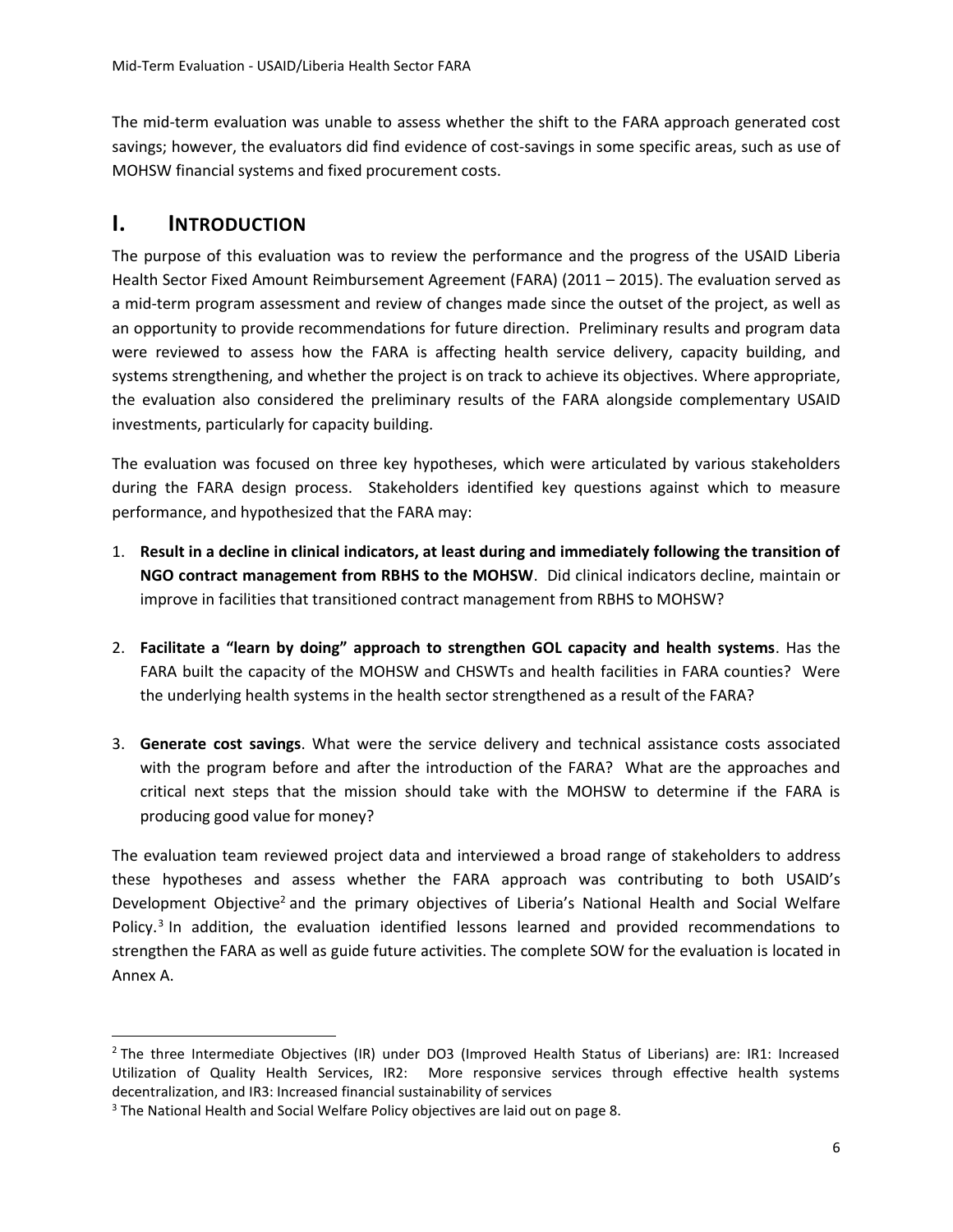The mid-term evaluation was unable to assess whether the shift to the FARA approach generated cost savings; however, the evaluators did find evidence of cost-savings in some specific areas, such as use of MOHSW financial systems and fixed procurement costs.

# I. INTRODUCTION

The purpose of this evaluation was to review the performance and the progress of the USAID Liberia Health Sector Fixed Amount Reimbursement Agreement (FARA) (2011 – 2015). The evaluation served as a mid-term program assessment and review of changes made since the outset of the project, as well as an opportunity to provide recommendations for future direction. Preliminary results and program data were reviewed to assess how the FARA is affecting health service delivery, capacity building, and systems strengthening, and whether the project is on track to achieve its objectives. Where appropriate, the evaluation also considered the preliminary results of the FARA alongside complementary USAID investments, particularly for capacity building.

The evaluation was focused on three key hypotheses, which were articulated by various stakeholders during the FARA design process. Stakeholders identified key questions against which to measure performance, and hypothesized that the FARA may:

1. **Result in a decline in clinical indicators, at least during and immediately following the transition of NGO contract management from RBHS to the MOHSW**. Did clinical indicators decline, maintain or improve in facilities that transitioned contract management from RBHS to MOHSW?

2. **Facilitate a "learn by doing" approach to strengthen GOL capacity and health systems**. Has the FARA built the capacity of the MOHSW and CHSWTs and health facilities in FARA counties? Were the underlying health systems in the health sector strengthened as a result of the FARA?

3. **Generate cost savings**. What were the service delivery and technical assistance costs associated with the program before and after the introduction of the FARA? What are the approaches and critical next steps that the mission should take with the MOHSW to determine if the FARA is producing good value for money?

The evaluation team reviewed project data and interviewed a broad range of stakeholders to address these hypotheses and assess whether the FARA approach was contributing to both USAID's Development Objective[2] and the primary objectives of Liberia's National Health and Social Welfare Policy.[3] In addition, the evaluation identified lessons learned and provided recommendations to strengthen the FARA as well as guide future activities. The complete SOW for the evaluation is located in Annex A.

---

[2] The three Intermediate Objectives (IR) under DO3 (Improved Health Status of Liberians) are: IR1: Increased Utilization of Quality Health Services, IR2: More responsive services through effective health systems decentralization, and IR3: Increased financial sustainability of services

[3] The National Health and Social Welfare Policy objectives are laid out on page 8.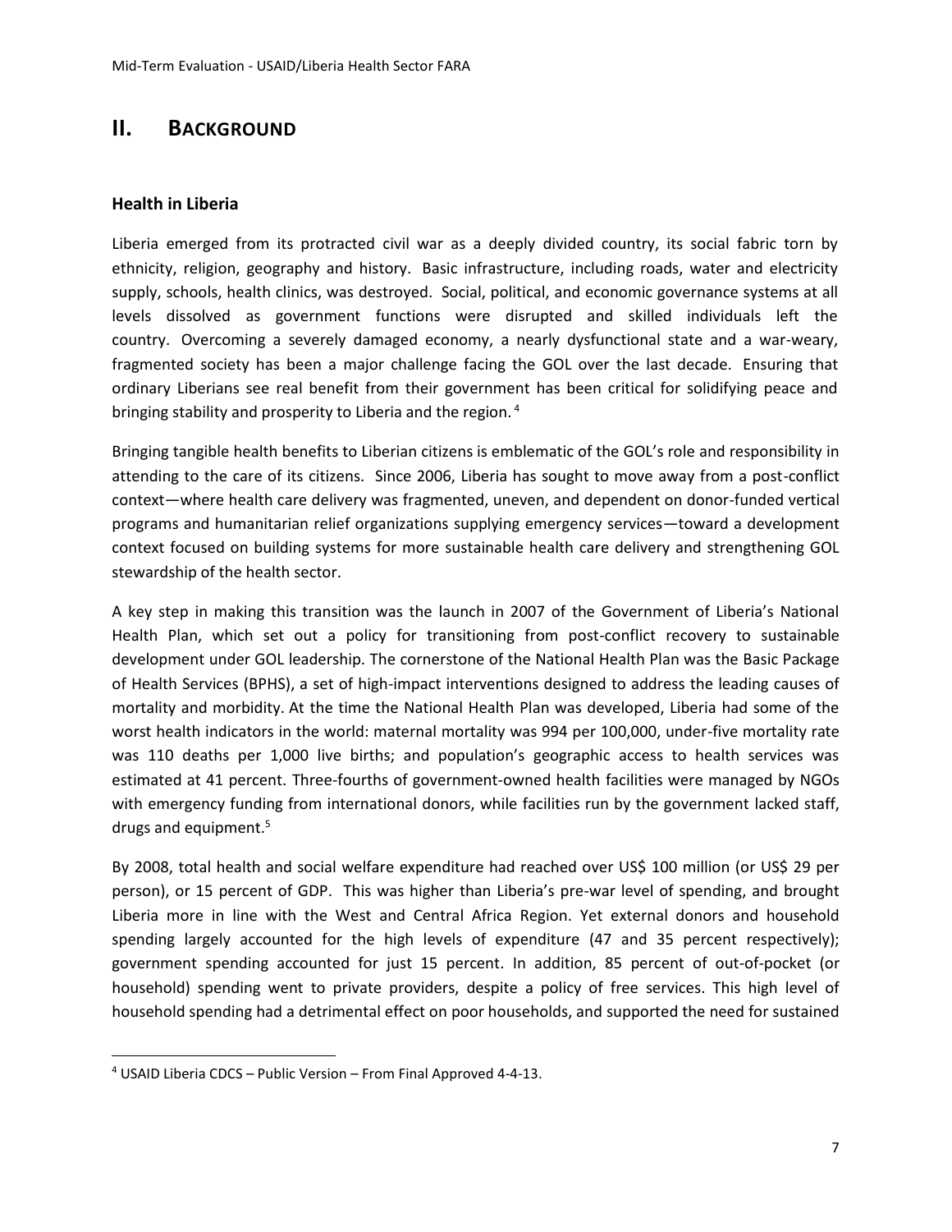# II. Background

### Health in Liberia

Liberia emerged from its protracted civil war as a deeply divided country, its social fabric torn by ethnicity, religion, geography and history. Basic infrastructure, including roads, water and electricity supply, schools, health clinics, was destroyed. Social, political, and economic governance systems at all levels dissolved as government functions were disrupted and skilled individuals left the country. Overcoming a severely damaged economy, a nearly dysfunctional state and a war-weary, fragmented society has been a major challenge facing the GOL over the last decade. Ensuring that ordinary Liberians see real benefit from their government has been critical for solidifying peace and bringing stability and prosperity to Liberia and the region. [4]

Bringing tangible health benefits to Liberian citizens is emblematic of the GOL's role and responsibility in attending to the care of its citizens. Since 2006, Liberia has sought to move away from a post-conflict context—where health care delivery was fragmented, uneven, and dependent on donor-funded vertical programs and humanitarian relief organizations supplying emergency services—toward a development context focused on building systems for more sustainable health care delivery and strengthening GOL stewardship of the health sector.

A key step in making this transition was the launch in 2007 of the Government of Liberia's National Health Plan, which set out a policy for transitioning from post-conflict recovery to sustainable development under GOL leadership. The cornerstone of the National Health Plan was the Basic Package of Health Services (BPHS), a set of high-impact interventions designed to address the leading causes of mortality and morbidity. At the time the National Health Plan was developed, Liberia had some of the worst health indicators in the world: maternal mortality was 994 per 100,000, under-five mortality rate was 110 deaths per 1,000 live births; and population's geographic access to health services was estimated at 41 percent. Three-fourths of government-owned health facilities were managed by NGOs with emergency funding from international donors, while facilities run by the government lacked staff, drugs and equipment.[5]

By 2008, total health and social welfare expenditure had reached over US$ 100 million (or US$ 29 per person), or 15 percent of GDP. This was higher than Liberia's pre-war level of spending, and brought Liberia more in line with the West and Central Africa Region. Yet external donors and household spending largely accounted for the high levels of expenditure (47 and 35 percent respectively); government spending accounted for just 15 percent. In addition, 85 percent of out-of-pocket (or household) spending went to private providers, despite a policy of free services. This high level of household spending had a detrimental effect on poor households, and supported the need for sustained

[4] USAID Liberia CDCS – Public Version – From Final Approved 4-4-13.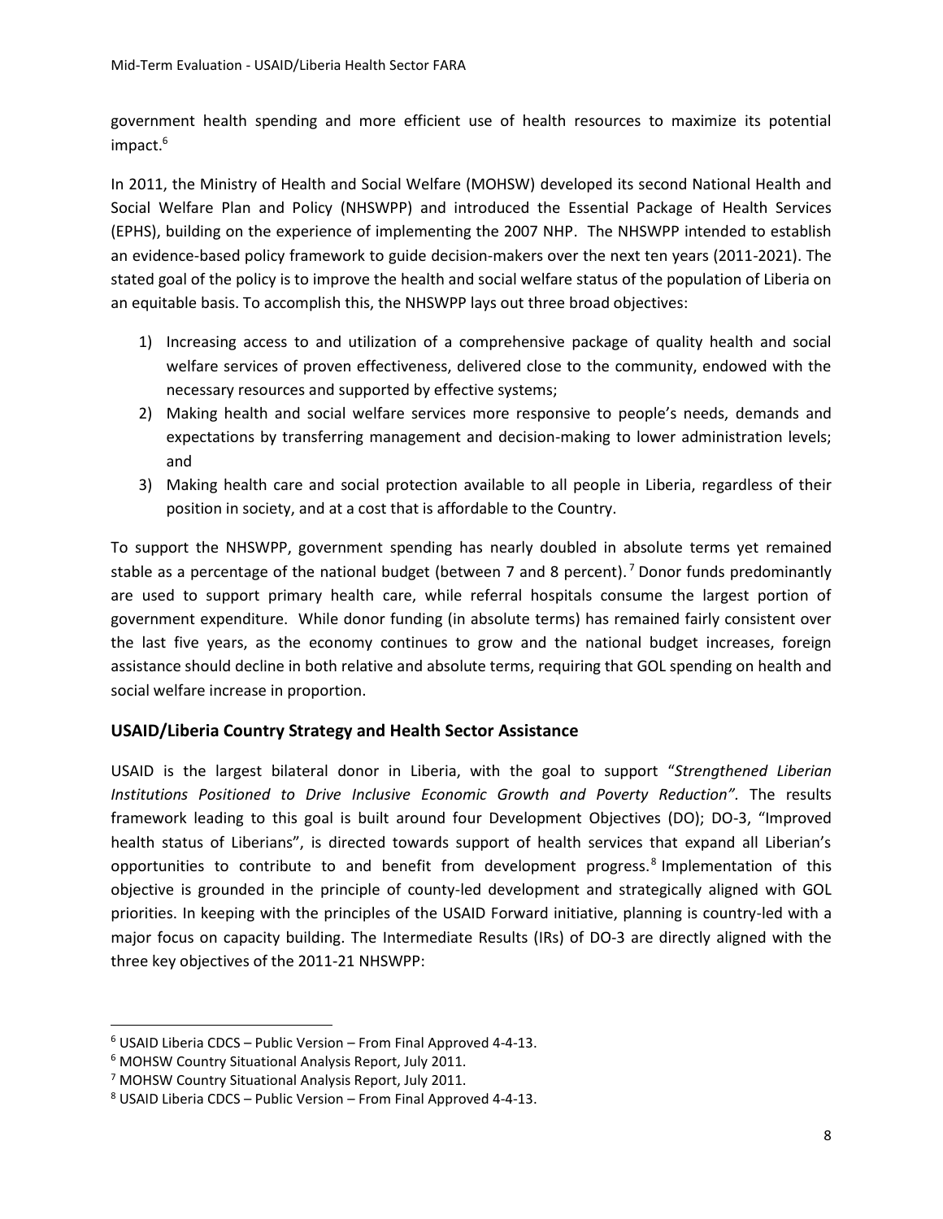government health spending and more efficient use of health resources to maximize its potential impact.[6]

In 2011, the Ministry of Health and Social Welfare (MOHSW) developed its second National Health and Social Welfare Plan and Policy (NHSWPP) and introduced the Essential Package of Health Services (EPHS), building on the experience of implementing the 2007 NHP. The NHSWPP intended to establish an evidence-based policy framework to guide decision-makers over the next ten years (2011-2021). The stated goal of the policy is to improve the health and social welfare status of the population of Liberia on an equitable basis. To accomplish this, the NHSWPP lays out three broad objectives:

1) Increasing access to and utilization of a comprehensive package of quality health and social welfare services of proven effectiveness, delivered close to the community, endowed with the necessary resources and supported by effective systems;
2) Making health and social welfare services more responsive to people's needs, demands and expectations by transferring management and decision-making to lower administration levels; and
3) Making health care and social protection available to all people in Liberia, regardless of their position in society, and at a cost that is affordable to the Country.

To support the NHSWPP, government spending has nearly doubled in absolute terms yet remained stable as a percentage of the national budget (between 7 and 8 percent).[7] Donor funds predominantly are used to support primary health care, while referral hospitals consume the largest portion of government expenditure. While donor funding (in absolute terms) has remained fairly consistent over the last five years, as the economy continues to grow and the national budget increases, foreign assistance should decline in both relative and absolute terms, requiring that GOL spending on health and social welfare increase in proportion.

## USAID/Liberia Country Strategy and Health Sector Assistance

USAID is the largest bilateral donor in Liberia, with the goal to support "*Strengthened Liberian Institutions Positioned to Drive Inclusive Economic Growth and Poverty Reduction".* The results framework leading to this goal is built around four Development Objectives (DO); DO-3, "Improved health status of Liberians", is directed towards support of health services that expand all Liberian's opportunities to contribute to and benefit from development progress.[8] Implementation of this objective is grounded in the principle of county-led development and strategically aligned with GOL priorities. In keeping with the principles of the USAID Forward initiative, planning is country-led with a major focus on capacity building. The Intermediate Results (IRs) of DO-3 are directly aligned with the three key objectives of the 2011-21 NHSWPP:

---

[6] USAID Liberia CDCS – Public Version – From Final Approved 4-4-13.

[6] MOHSW Country Situational Analysis Report, July 2011.

[7] MOHSW Country Situational Analysis Report, July 2011.

[8] USAID Liberia CDCS – Public Version – From Final Approved 4-4-13.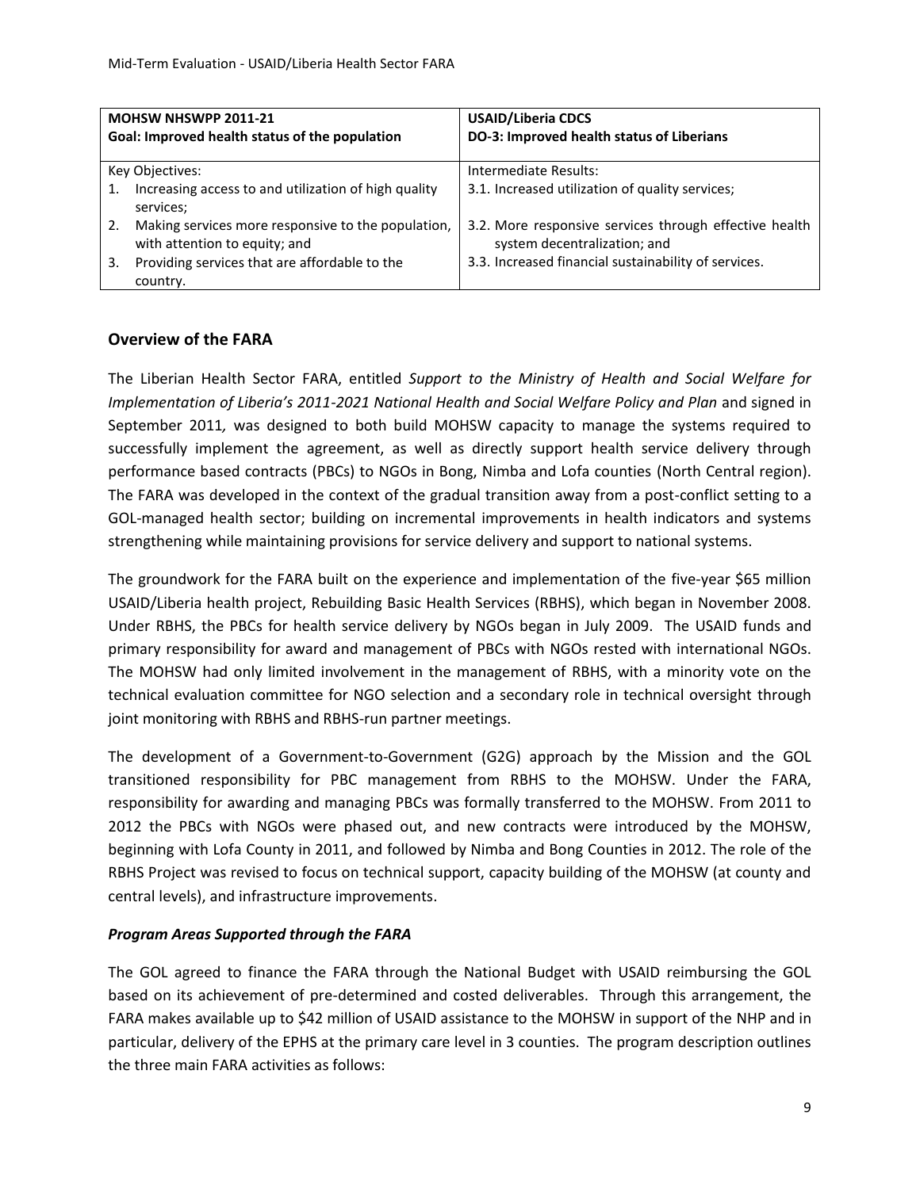| **MOHSW NHSWPP 2011-21**<br>**Goal: Improved health status of the population** | **USAID/Liberia CDCS**<br>**DO-3: Improved health status of Liberians** |
|---|---|
| Key Objectives:<br>1. Increasing access to and utilization of high quality services;<br>2. Making services more responsive to the population, with attention to equity; and<br>3. Providing services that are affordable to the country. | Intermediate Results:<br>3.1. Increased utilization of quality services;<br>3.2. More responsive services through effective health system decentralization; and<br>3.3. Increased financial sustainability of services. |

## Overview of the FARA

The Liberian Health Sector FARA, entitled *Support to the Ministry of Health and Social Welfare for Implementation of Liberia's 2011-2021 National Health and Social Welfare Policy and Plan* and signed in September 2011, was designed to both build MOHSW capacity to manage the systems required to successfully implement the agreement, as well as directly support health service delivery through performance based contracts (PBCs) to NGOs in Bong, Nimba and Lofa counties (North Central region). The FARA was developed in the context of the gradual transition away from a post-conflict setting to a GOL-managed health sector; building on incremental improvements in health indicators and systems strengthening while maintaining provisions for service delivery and support to national systems.

The groundwork for the FARA built on the experience and implementation of the five-year $65 million USAID/Liberia health project, Rebuilding Basic Health Services (RBHS), which began in November 2008. Under RBHS, the PBCs for health service delivery by NGOs began in July 2009. The USAID funds and primary responsibility for award and management of PBCs with NGOs rested with international NGOs. The MOHSW had only limited involvement in the management of RBHS, with a minority vote on the technical evaluation committee for NGO selection and a secondary role in technical oversight through joint monitoring with RBHS and RBHS-run partner meetings.

The development of a Government-to-Government (G2G) approach by the Mission and the GOL transitioned responsibility for PBC management from RBHS to the MOHSW. Under the FARA, responsibility for awarding and managing PBCs was formally transferred to the MOHSW. From 2011 to 2012 the PBCs with NGOs were phased out, and new contracts were introduced by the MOHSW, beginning with Lofa County in 2011, and followed by Nimba and Bong Counties in 2012. The role of the RBHS Project was revised to focus on technical support, capacity building of the MOHSW (at county and central levels), and infrastructure improvements.

### *Program Areas Supported through the FARA*

The GOL agreed to finance the FARA through the National Budget with USAID reimbursing the GOL based on its achievement of pre-determined and costed deliverables. Through this arrangement, the FARA makes available up to $42 million of USAID assistance to the MOHSW in support of the NHP and in particular, delivery of the EPHS at the primary care level in 3 counties. The program description outlines the three main FARA activities as follows: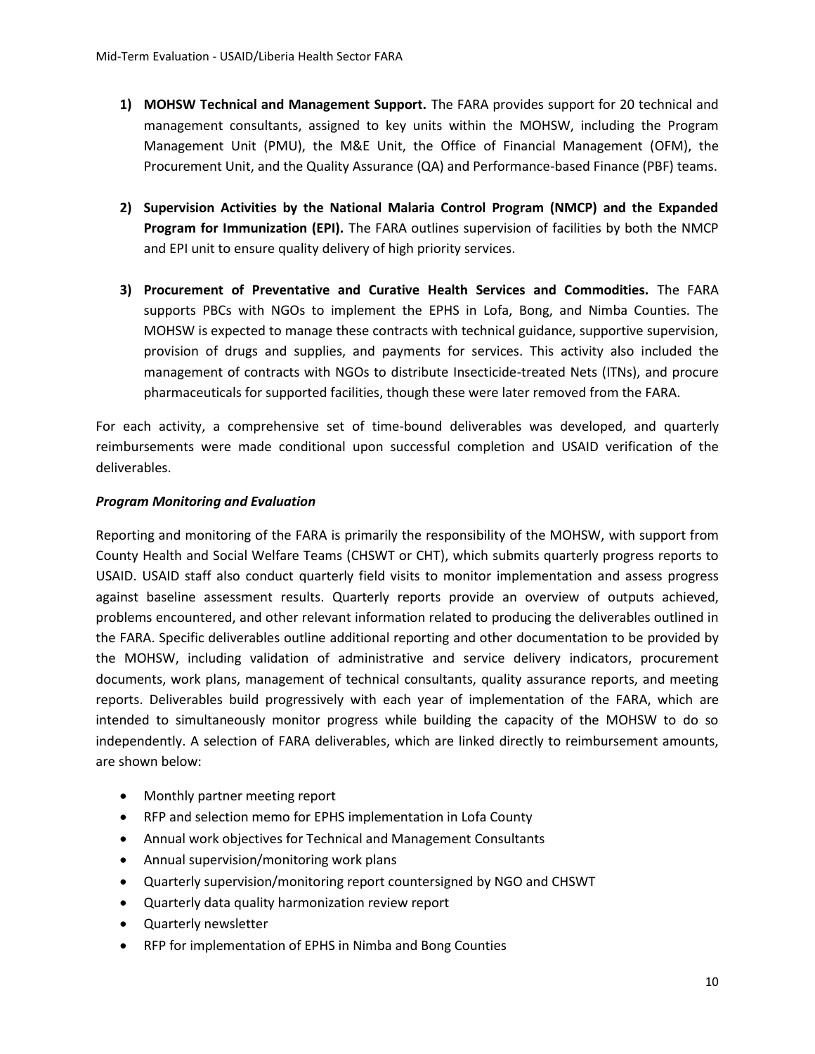1) **MOHSW Technical and Management Support.** The FARA provides support for 20 technical and management consultants, assigned to key units within the MOHSW, including the Program Management Unit (PMU), the M&E Unit, the Office of Financial Management (OFM), the Procurement Unit, and the Quality Assurance (QA) and Performance-based Finance (PBF) teams.

2) **Supervision Activities by the National Malaria Control Program (NMCP) and the Expanded Program for Immunization (EPI).** The FARA outlines supervision of facilities by both the NMCP and EPI unit to ensure quality delivery of high priority services.

3) **Procurement of Preventative and Curative Health Services and Commodities.** The FARA supports PBCs with NGOs to implement the EPHS in Lofa, Bong, and Nimba Counties. The MOHSW is expected to manage these contracts with technical guidance, supportive supervision, provision of drugs and supplies, and payments for services. This activity also included the management of contracts with NGOs to distribute Insecticide-treated Nets (ITNs), and procure pharmaceuticals for supported facilities, though these were later removed from the FARA.

For each activity, a comprehensive set of time-bound deliverables was developed, and quarterly reimbursements were made conditional upon successful completion and USAID verification of the deliverables.

***Program Monitoring and Evaluation***

Reporting and monitoring of the FARA is primarily the responsibility of the MOHSW, with support from County Health and Social Welfare Teams (CHSWT or CHT), which submits quarterly progress reports to USAID. USAID staff also conduct quarterly field visits to monitor implementation and assess progress against baseline assessment results. Quarterly reports provide an overview of outputs achieved, problems encountered, and other relevant information related to producing the deliverables outlined in the FARA. Specific deliverables outline additional reporting and other documentation to be provided by the MOHSW, including validation of administrative and service delivery indicators, procurement documents, work plans, management of technical consultants, quality assurance reports, and meeting reports. Deliverables build progressively with each year of implementation of the FARA, which are intended to simultaneously monitor progress while building the capacity of the MOHSW to do so independently. A selection of FARA deliverables, which are linked directly to reimbursement amounts, are shown below:

- Monthly partner meeting report
- RFP and selection memo for EPHS implementation in Lofa County
- Annual work objectives for Technical and Management Consultants
- Annual supervision/monitoring work plans
- Quarterly supervision/monitoring report countersigned by NGO and CHSWT
- Quarterly data quality harmonization review report
- Quarterly newsletter
- RFP for implementation of EPHS in Nimba and Bong Counties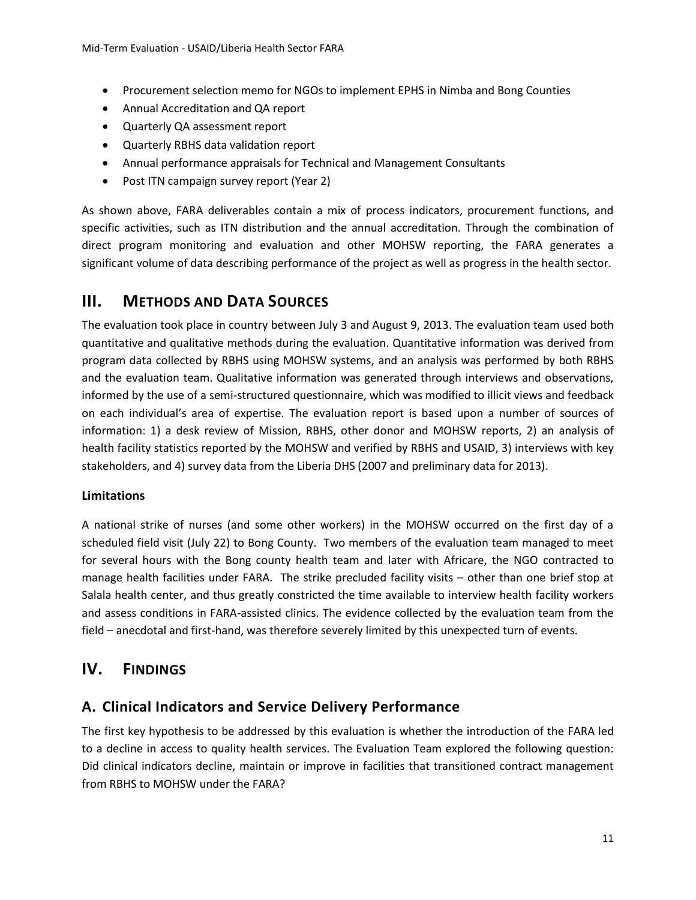- Procurement selection memo for NGOs to implement EPHS in Nimba and Bong Counties
- Annual Accreditation and QA report
- Quarterly QA assessment report
- Quarterly RBHS data validation report
- Annual performance appraisals for Technical and Management Consultants
- Post ITN campaign survey report (Year 2)

As shown above, FARA deliverables contain a mix of process indicators, procurement functions, and specific activities, such as ITN distribution and the annual accreditation. Through the combination of direct program monitoring and evaluation and other MOHSW reporting, the FARA generates a significant volume of data describing performance of the project as well as progress in the health sector.

# III. Methods and Data Sources

The evaluation took place in country between July 3 and August 9, 2013. The evaluation team used both quantitative and qualitative methods during the evaluation. Quantitative information was derived from program data collected by RBHS using MOHSW systems, and an analysis was performed by both RBHS and the evaluation team. Qualitative information was generated through interviews and observations, informed by the use of a semi-structured questionnaire, which was modified to illicit views and feedback on each individual's area of expertise. The evaluation report is based upon a number of sources of information: 1) a desk review of Mission, RBHS, other donor and MOHSW reports, 2) an analysis of health facility statistics reported by the MOHSW and verified by RBHS and USAID, 3) interviews with key stakeholders, and 4) survey data from the Liberia DHS (2007 and preliminary data for 2013).

### Limitations

A national strike of nurses (and some other workers) in the MOHSW occurred on the first day of a scheduled field visit (July 22) to Bong County. Two members of the evaluation team managed to meet for several hours with the Bong county health team and later with Africare, the NGO contracted to manage health facilities under FARA. The strike precluded facility visits – other than one brief stop at Salala health center, and thus greatly constricted the time available to interview health facility workers and assess conditions in FARA-assisted clinics. The evidence collected by the evaluation team from the field – anecdotal and first-hand, was therefore severely limited by this unexpected turn of events.

# IV. Findings

## A. Clinical Indicators and Service Delivery Performance

The first key hypothesis to be addressed by this evaluation is whether the introduction of the FARA led to a decline in access to quality health services. The Evaluation Team explored the following question: Did clinical indicators decline, maintain or improve in facilities that transitioned contract management from RBHS to MOHSW under the FARA?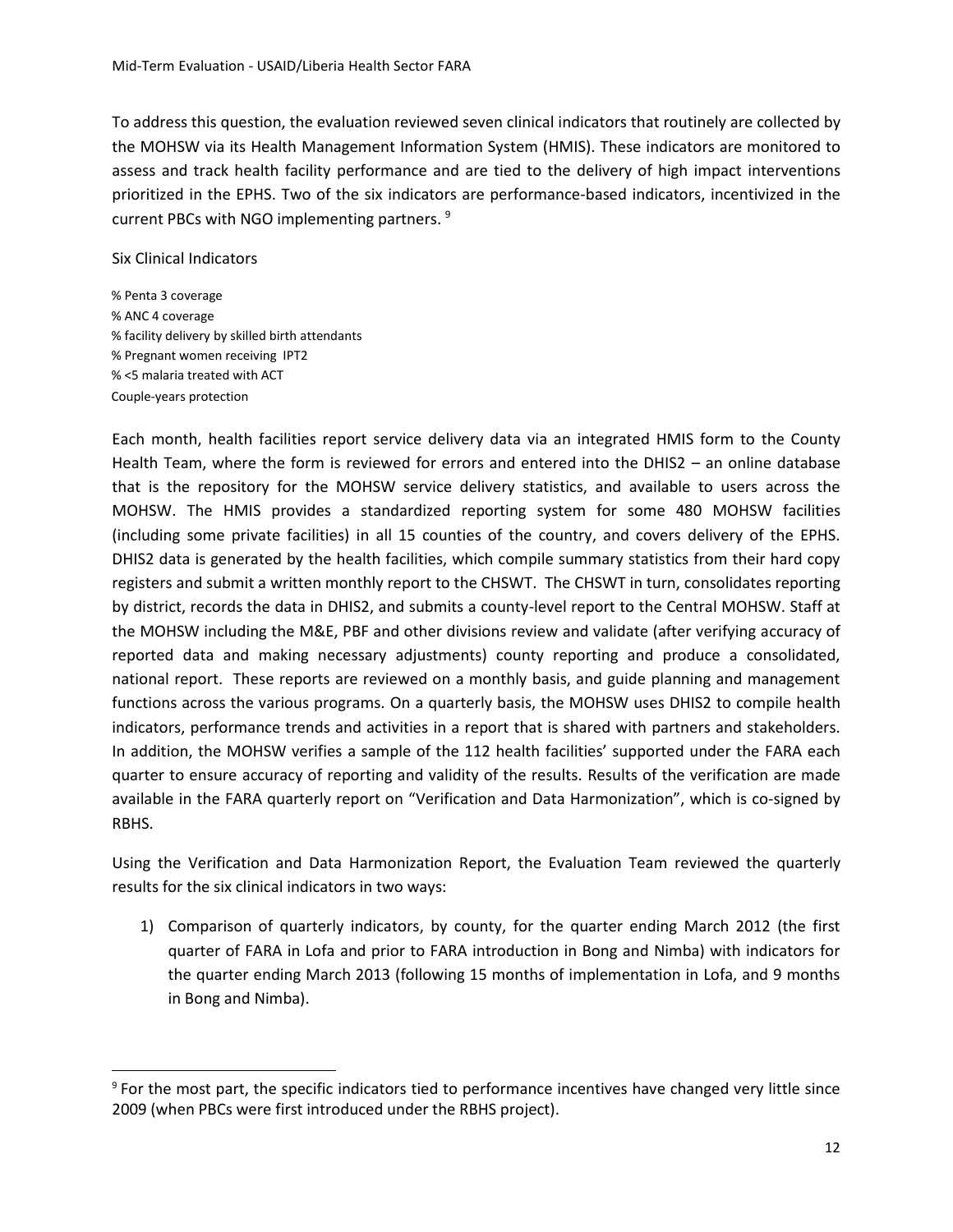To address this question, the evaluation reviewed seven clinical indicators that routinely are collected by the MOHSW via its Health Management Information System (HMIS). These indicators are monitored to assess and track health facility performance and are tied to the delivery of high impact interventions prioritized in the EPHS. Two of the six indicators are performance-based indicators, incentivized in the current PBCs with NGO implementing partners. [9]

Six Clinical Indicators

% Penta 3 coverage
% ANC 4 coverage
% facility delivery by skilled birth attendants
% Pregnant women receiving IPT2
% <5 malaria treated with ACT
Couple-years protection

Each month, health facilities report service delivery data via an integrated HMIS form to the County Health Team, where the form is reviewed for errors and entered into the DHIS2 – an online database that is the repository for the MOHSW service delivery statistics, and available to users across the MOHSW. The HMIS provides a standardized reporting system for some 480 MOHSW facilities (including some private facilities) in all 15 counties of the country, and covers delivery of the EPHS. DHIS2 data is generated by the health facilities, which compile summary statistics from their hard copy registers and submit a written monthly report to the CHSWT. The CHSWT in turn, consolidates reporting by district, records the data in DHIS2, and submits a county-level report to the Central MOHSW. Staff at the MOHSW including the M&E, PBF and other divisions review and validate (after verifying accuracy of reported data and making necessary adjustments) county reporting and produce a consolidated, national report. These reports are reviewed on a monthly basis, and guide planning and management functions across the various programs. On a quarterly basis, the MOHSW uses DHIS2 to compile health indicators, performance trends and activities in a report that is shared with partners and stakeholders. In addition, the MOHSW verifies a sample of the 112 health facilities' supported under the FARA each quarter to ensure accuracy of reporting and validity of the results. Results of the verification are made available in the FARA quarterly report on "Verification and Data Harmonization", which is co-signed by RBHS.

Using the Verification and Data Harmonization Report, the Evaluation Team reviewed the quarterly results for the six clinical indicators in two ways:

1) Comparison of quarterly indicators, by county, for the quarter ending March 2012 (the first quarter of FARA in Lofa and prior to FARA introduction in Bong and Nimba) with indicators for the quarter ending March 2013 (following 15 months of implementation in Lofa, and 9 months in Bong and Nimba).

[9] For the most part, the specific indicators tied to performance incentives have changed very little since 2009 (when PBCs were first introduced under the RBHS project).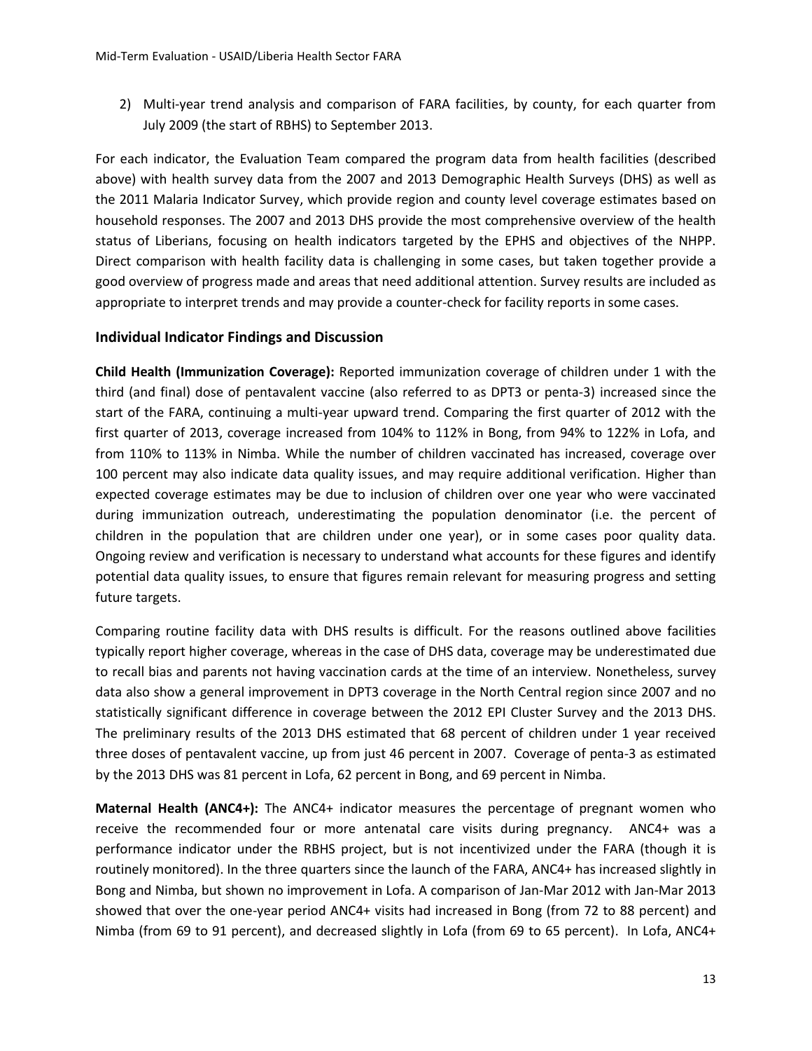2) Multi-year trend analysis and comparison of FARA facilities, by county, for each quarter from July 2009 (the start of RBHS) to September 2013.

For each indicator, the Evaluation Team compared the program data from health facilities (described above) with health survey data from the 2007 and 2013 Demographic Health Surveys (DHS) as well as the 2011 Malaria Indicator Survey, which provide region and county level coverage estimates based on household responses. The 2007 and 2013 DHS provide the most comprehensive overview of the health status of Liberians, focusing on health indicators targeted by the EPHS and objectives of the NHPP. Direct comparison with health facility data is challenging in some cases, but taken together provide a good overview of progress made and areas that need additional attention. Survey results are included as appropriate to interpret trends and may provide a counter-check for facility reports in some cases.

### Individual Indicator Findings and Discussion

**Child Health (Immunization Coverage):** Reported immunization coverage of children under 1 with the third (and final) dose of pentavalent vaccine (also referred to as DPT3 or penta-3) increased since the start of the FARA, continuing a multi-year upward trend. Comparing the first quarter of 2012 with the first quarter of 2013, coverage increased from 104% to 112% in Bong, from 94% to 122% in Lofa, and from 110% to 113% in Nimba. While the number of children vaccinated has increased, coverage over 100 percent may also indicate data quality issues, and may require additional verification. Higher than expected coverage estimates may be due to inclusion of children over one year who were vaccinated during immunization outreach, underestimating the population denominator (i.e. the percent of children in the population that are children under one year), or in some cases poor quality data. Ongoing review and verification is necessary to understand what accounts for these figures and identify potential data quality issues, to ensure that figures remain relevant for measuring progress and setting future targets.

Comparing routine facility data with DHS results is difficult. For the reasons outlined above facilities typically report higher coverage, whereas in the case of DHS data, coverage may be underestimated due to recall bias and parents not having vaccination cards at the time of an interview. Nonetheless, survey data also show a general improvement in DPT3 coverage in the North Central region since 2007 and no statistically significant difference in coverage between the 2012 EPI Cluster Survey and the 2013 DHS. The preliminary results of the 2013 DHS estimated that 68 percent of children under 1 year received three doses of pentavalent vaccine, up from just 46 percent in 2007. Coverage of penta-3 as estimated by the 2013 DHS was 81 percent in Lofa, 62 percent in Bong, and 69 percent in Nimba.

**Maternal Health (ANC4+):** The ANC4+ indicator measures the percentage of pregnant women who receive the recommended four or more antenatal care visits during pregnancy. ANC4+ was a performance indicator under the RBHS project, but is not incentivized under the FARA (though it is routinely monitored). In the three quarters since the launch of the FARA, ANC4+ has increased slightly in Bong and Nimba, but shown no improvement in Lofa. A comparison of Jan-Mar 2012 with Jan-Mar 2013 showed that over the one-year period ANC4+ visits had increased in Bong (from 72 to 88 percent) and Nimba (from 69 to 91 percent), and decreased slightly in Lofa (from 69 to 65 percent). In Lofa, ANC4+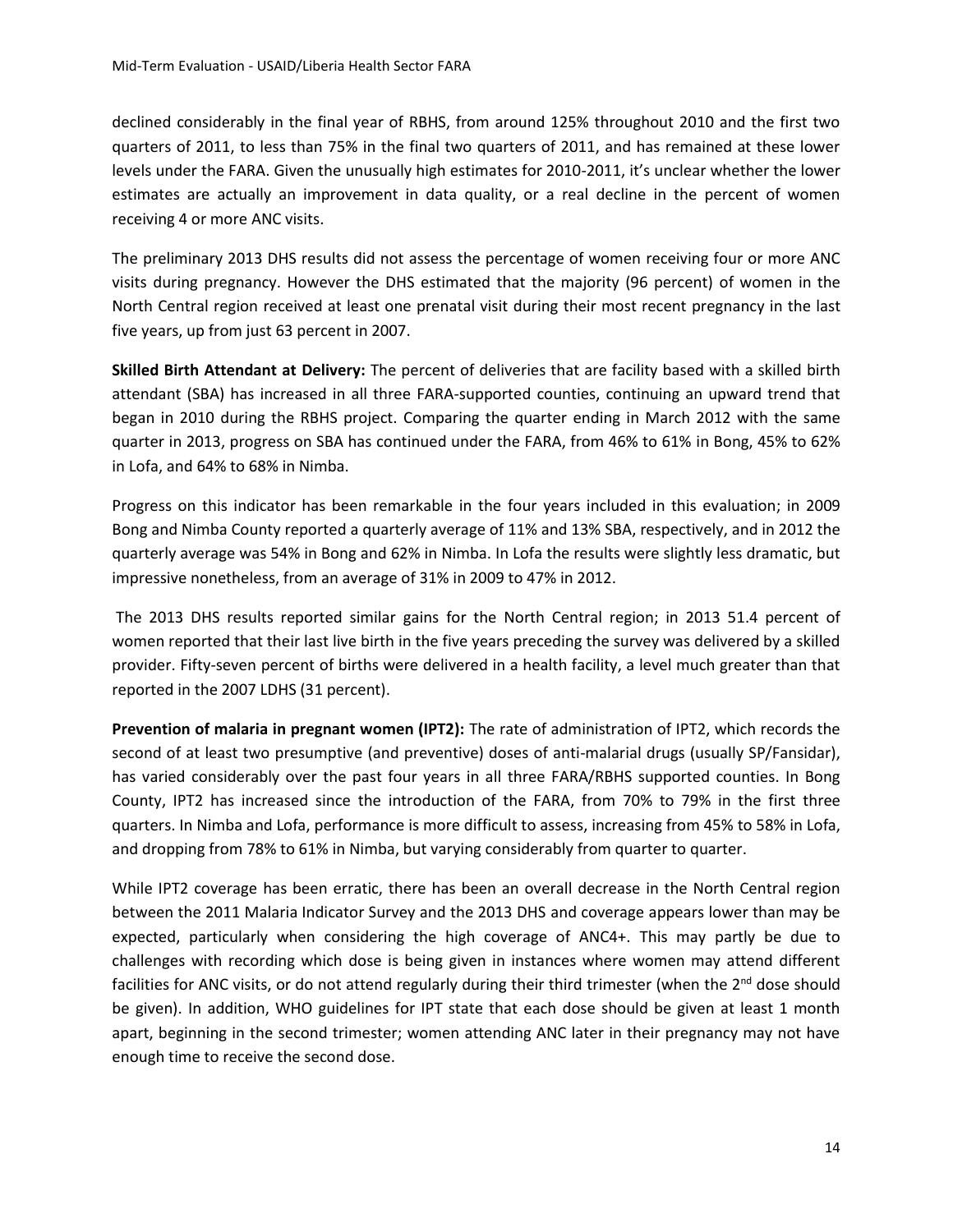declined considerably in the final year of RBHS, from around 125% throughout 2010 and the first two quarters of 2011, to less than 75% in the final two quarters of 2011, and has remained at these lower levels under the FARA. Given the unusually high estimates for 2010-2011, it's unclear whether the lower estimates are actually an improvement in data quality, or a real decline in the percent of women receiving 4 or more ANC visits.

The preliminary 2013 DHS results did not assess the percentage of women receiving four or more ANC visits during pregnancy. However the DHS estimated that the majority (96 percent) of women in the North Central region received at least one prenatal visit during their most recent pregnancy in the last five years, up from just 63 percent in 2007.

**Skilled Birth Attendant at Delivery:** The percent of deliveries that are facility based with a skilled birth attendant (SBA) has increased in all three FARA-supported counties, continuing an upward trend that began in 2010 during the RBHS project. Comparing the quarter ending in March 2012 with the same quarter in 2013, progress on SBA has continued under the FARA, from 46% to 61% in Bong, 45% to 62% in Lofa, and 64% to 68% in Nimba.

Progress on this indicator has been remarkable in the four years included in this evaluation; in 2009 Bong and Nimba County reported a quarterly average of 11% and 13% SBA, respectively, and in 2012 the quarterly average was 54% in Bong and 62% in Nimba. In Lofa the results were slightly less dramatic, but impressive nonetheless, from an average of 31% in 2009 to 47% in 2012.

The 2013 DHS results reported similar gains for the North Central region; in 2013 51.4 percent of women reported that their last live birth in the five years preceding the survey was delivered by a skilled provider. Fifty-seven percent of births were delivered in a health facility, a level much greater than that reported in the 2007 LDHS (31 percent).

**Prevention of malaria in pregnant women (IPT2):** The rate of administration of IPT2, which records the second of at least two presumptive (and preventive) doses of anti-malarial drugs (usually SP/Fansidar), has varied considerably over the past four years in all three FARA/RBHS supported counties. In Bong County, IPT2 has increased since the introduction of the FARA, from 70% to 79% in the first three quarters. In Nimba and Lofa, performance is more difficult to assess, increasing from 45% to 58% in Lofa, and dropping from 78% to 61% in Nimba, but varying considerably from quarter to quarter.

While IPT2 coverage has been erratic, there has been an overall decrease in the North Central region between the 2011 Malaria Indicator Survey and the 2013 DHS and coverage appears lower than may be expected, particularly when considering the high coverage of ANC4+. This may partly be due to challenges with recording which dose is being given in instances where women may attend different facilities for ANC visits, or do not attend regularly during their third trimester (when the 2nd dose should be given). In addition, WHO guidelines for IPT state that each dose should be given at least 1 month apart, beginning in the second trimester; women attending ANC later in their pregnancy may not have enough time to receive the second dose.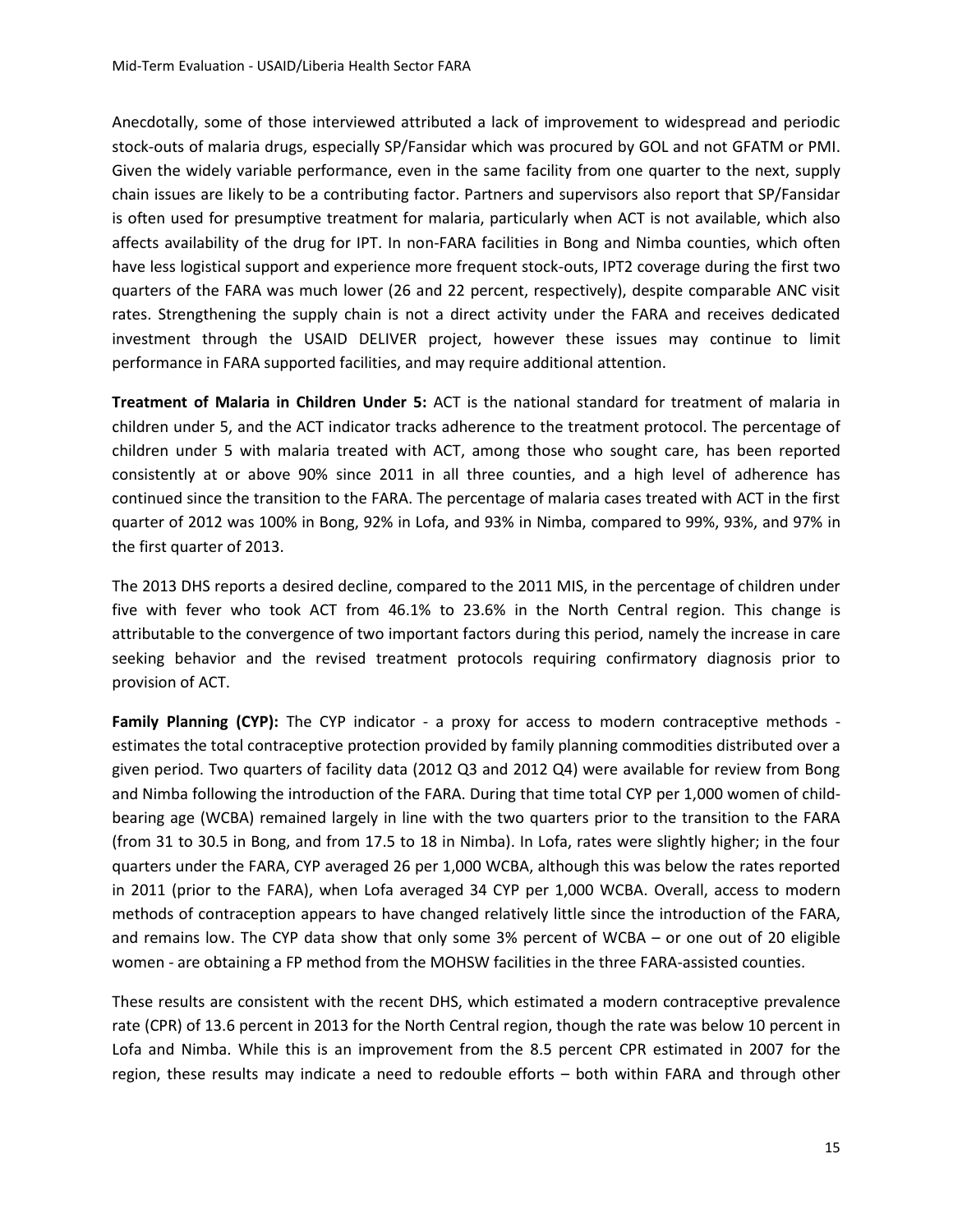Anecdotally, some of those interviewed attributed a lack of improvement to widespread and periodic stock-outs of malaria drugs, especially SP/Fansidar which was procured by GOL and not GFATM or PMI. Given the widely variable performance, even in the same facility from one quarter to the next, supply chain issues are likely to be a contributing factor. Partners and supervisors also report that SP/Fansidar is often used for presumptive treatment for malaria, particularly when ACT is not available, which also affects availability of the drug for IPT. In non-FARA facilities in Bong and Nimba counties, which often have less logistical support and experience more frequent stock-outs, IPT2 coverage during the first two quarters of the FARA was much lower (26 and 22 percent, respectively), despite comparable ANC visit rates. Strengthening the supply chain is not a direct activity under the FARA and receives dedicated investment through the USAID DELIVER project, however these issues may continue to limit performance in FARA supported facilities, and may require additional attention.

**Treatment of Malaria in Children Under 5:** ACT is the national standard for treatment of malaria in children under 5, and the ACT indicator tracks adherence to the treatment protocol. The percentage of children under 5 with malaria treated with ACT, among those who sought care, has been reported consistently at or above 90% since 2011 in all three counties, and a high level of adherence has continued since the transition to the FARA. The percentage of malaria cases treated with ACT in the first quarter of 2012 was 100% in Bong, 92% in Lofa, and 93% in Nimba, compared to 99%, 93%, and 97% in the first quarter of 2013.

The 2013 DHS reports a desired decline, compared to the 2011 MIS, in the percentage of children under five with fever who took ACT from 46.1% to 23.6% in the North Central region. This change is attributable to the convergence of two important factors during this period, namely the increase in care seeking behavior and the revised treatment protocols requiring confirmatory diagnosis prior to provision of ACT.

**Family Planning (CYP):** The CYP indicator - a proxy for access to modern contraceptive methods - estimates the total contraceptive protection provided by family planning commodities distributed over a given period. Two quarters of facility data (2012 Q3 and 2012 Q4) were available for review from Bong and Nimba following the introduction of the FARA. During that time total CYP per 1,000 women of child-bearing age (WCBA) remained largely in line with the two quarters prior to the transition to the FARA (from 31 to 30.5 in Bong, and from 17.5 to 18 in Nimba). In Lofa, rates were slightly higher; in the four quarters under the FARA, CYP averaged 26 per 1,000 WCBA, although this was below the rates reported in 2011 (prior to the FARA), when Lofa averaged 34 CYP per 1,000 WCBA. Overall, access to modern methods of contraception appears to have changed relatively little since the introduction of the FARA, and remains low. The CYP data show that only some 3% percent of WCBA – or one out of 20 eligible women - are obtaining a FP method from the MOHSW facilities in the three FARA-assisted counties.

These results are consistent with the recent DHS, which estimated a modern contraceptive prevalence rate (CPR) of 13.6 percent in 2013 for the North Central region, though the rate was below 10 percent in Lofa and Nimba. While this is an improvement from the 8.5 percent CPR estimated in 2007 for the region, these results may indicate a need to redouble efforts – both within FARA and through other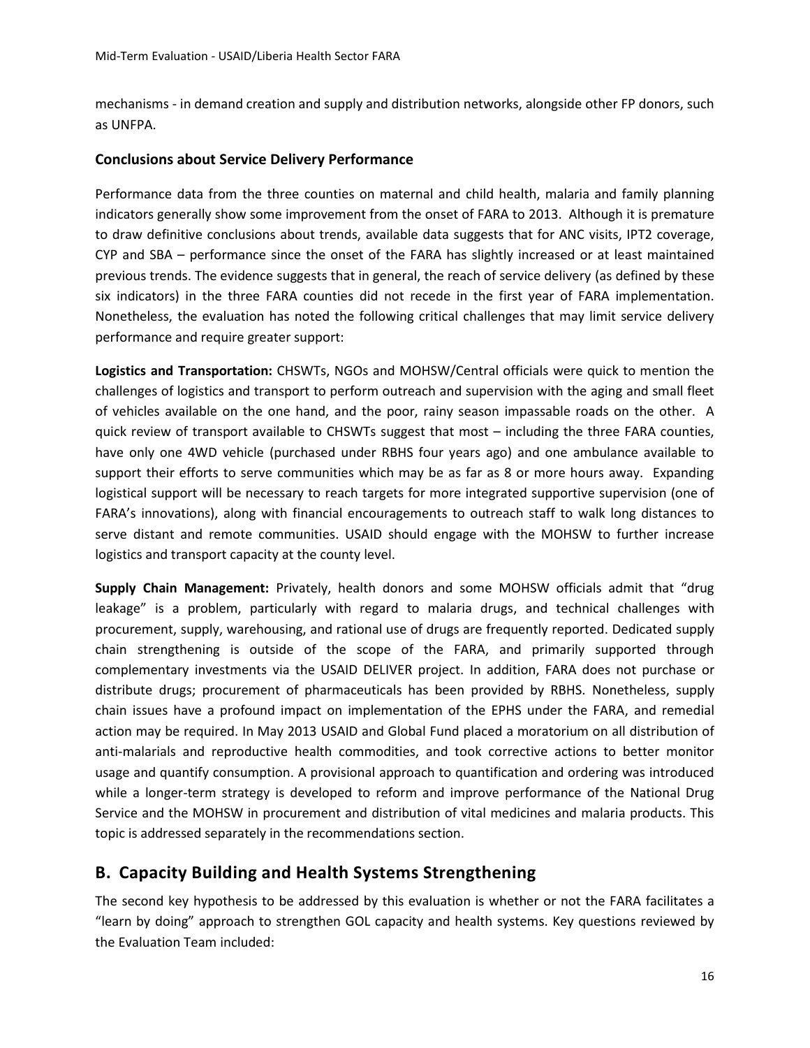mechanisms - in demand creation and supply and distribution networks, alongside other FP donors, such as UNFPA.

### Conclusions about Service Delivery Performance

Performance data from the three counties on maternal and child health, malaria and family planning indicators generally show some improvement from the onset of FARA to 2013. Although it is premature to draw definitive conclusions about trends, available data suggests that for ANC visits, IPT2 coverage, CYP and SBA – performance since the onset of the FARA has slightly increased or at least maintained previous trends. The evidence suggests that in general, the reach of service delivery (as defined by these six indicators) in the three FARA counties did not recede in the first year of FARA implementation. Nonetheless, the evaluation has noted the following critical challenges that may limit service delivery performance and require greater support:

**Logistics and Transportation:** CHSWTs, NGOs and MOHSW/Central officials were quick to mention the challenges of logistics and transport to perform outreach and supervision with the aging and small fleet of vehicles available on the one hand, and the poor, rainy season impassable roads on the other. A quick review of transport available to CHSWTs suggest that most – including the three FARA counties, have only one 4WD vehicle (purchased under RBHS four years ago) and one ambulance available to support their efforts to serve communities which may be as far as 8 or more hours away. Expanding logistical support will be necessary to reach targets for more integrated supportive supervision (one of FARA's innovations), along with financial encouragements to outreach staff to walk long distances to serve distant and remote communities. USAID should engage with the MOHSW to further increase logistics and transport capacity at the county level.

**Supply Chain Management:** Privately, health donors and some MOHSW officials admit that "drug leakage" is a problem, particularly with regard to malaria drugs, and technical challenges with procurement, supply, warehousing, and rational use of drugs are frequently reported. Dedicated supply chain strengthening is outside of the scope of the FARA, and primarily supported through complementary investments via the USAID DELIVER project. In addition, FARA does not purchase or distribute drugs; procurement of pharmaceuticals has been provided by RBHS. Nonetheless, supply chain issues have a profound impact on implementation of the EPHS under the FARA, and remedial action may be required. In May 2013 USAID and Global Fund placed a moratorium on all distribution of anti-malarials and reproductive health commodities, and took corrective actions to better monitor usage and quantify consumption. A provisional approach to quantification and ordering was introduced while a longer-term strategy is developed to reform and improve performance of the National Drug Service and the MOHSW in procurement and distribution of vital medicines and malaria products. This topic is addressed separately in the recommendations section.

## B. Capacity Building and Health Systems Strengthening

The second key hypothesis to be addressed by this evaluation is whether or not the FARA facilitates a "learn by doing" approach to strengthen GOL capacity and health systems. Key questions reviewed by the Evaluation Team included: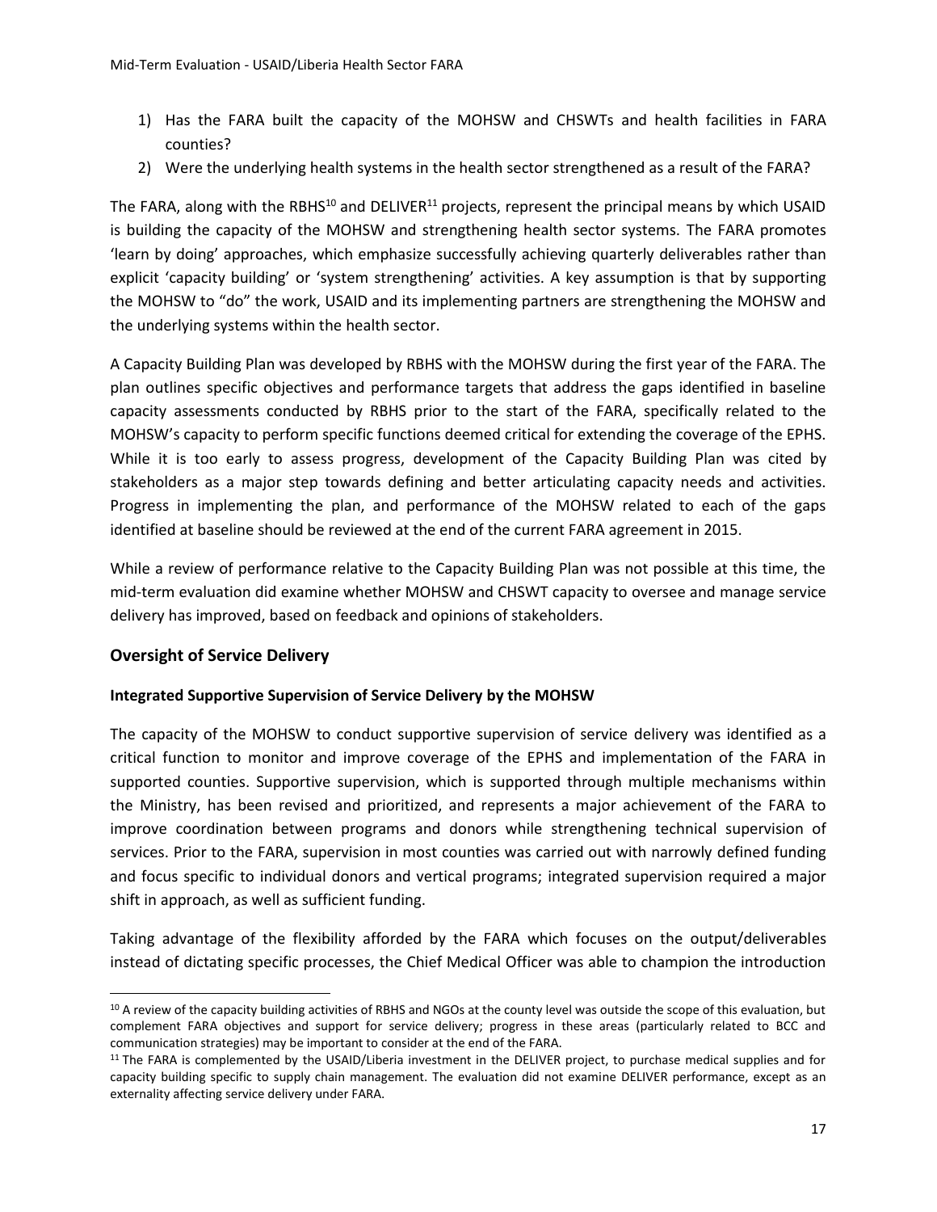1) Has the FARA built the capacity of the MOHSW and CHSWTs and health facilities in FARA counties?
2) Were the underlying health systems in the health sector strengthened as a result of the FARA?

The FARA, along with the RBHS[10] and DELIVER[11] projects, represent the principal means by which USAID is building the capacity of the MOHSW and strengthening health sector systems. The FARA promotes 'learn by doing' approaches, which emphasize successfully achieving quarterly deliverables rather than explicit 'capacity building' or 'system strengthening' activities. A key assumption is that by supporting the MOHSW to "do" the work, USAID and its implementing partners are strengthening the MOHSW and the underlying systems within the health sector.

A Capacity Building Plan was developed by RBHS with the MOHSW during the first year of the FARA. The plan outlines specific objectives and performance targets that address the gaps identified in baseline capacity assessments conducted by RBHS prior to the start of the FARA, specifically related to the MOHSW's capacity to perform specific functions deemed critical for extending the coverage of the EPHS. While it is too early to assess progress, development of the Capacity Building Plan was cited by stakeholders as a major step towards defining and better articulating capacity needs and activities. Progress in implementing the plan, and performance of the MOHSW related to each of the gaps identified at baseline should be reviewed at the end of the current FARA agreement in 2015.

While a review of performance relative to the Capacity Building Plan was not possible at this time, the mid-term evaluation did examine whether MOHSW and CHSWT capacity to oversee and manage service delivery has improved, based on feedback and opinions of stakeholders.

## Oversight of Service Delivery

### Integrated Supportive Supervision of Service Delivery by the MOHSW

The capacity of the MOHSW to conduct supportive supervision of service delivery was identified as a critical function to monitor and improve coverage of the EPHS and implementation of the FARA in supported counties. Supportive supervision, which is supported through multiple mechanisms within the Ministry, has been revised and prioritized, and represents a major achievement of the FARA to improve coordination between programs and donors while strengthening technical supervision of services. Prior to the FARA, supervision in most counties was carried out with narrowly defined funding and focus specific to individual donors and vertical programs; integrated supervision required a major shift in approach, as well as sufficient funding.

Taking advantage of the flexibility afforded by the FARA which focuses on the output/deliverables instead of dictating specific processes, the Chief Medical Officer was able to champion the introduction

---

[10] A review of the capacity building activities of RBHS and NGOs at the county level was outside the scope of this evaluation, but complement FARA objectives and support for service delivery; progress in these areas (particularly related to BCC and communication strategies) may be important to consider at the end of the FARA.

[11] The FARA is complemented by the USAID/Liberia investment in the DELIVER project, to purchase medical supplies and for capacity building specific to supply chain management. The evaluation did not examine DELIVER performance, except as an externality affecting service delivery under FARA.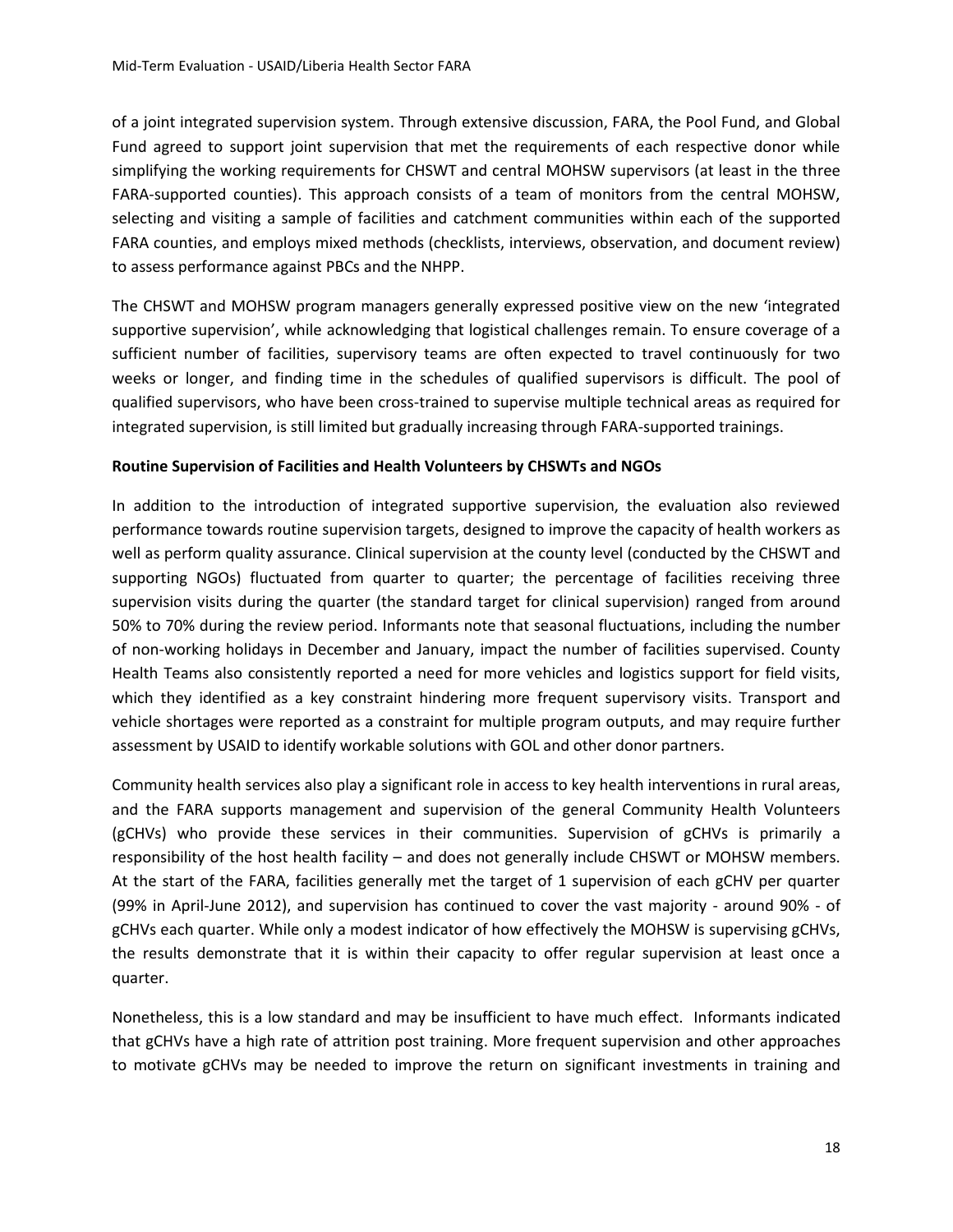of a joint integrated supervision system. Through extensive discussion, FARA, the Pool Fund, and Global Fund agreed to support joint supervision that met the requirements of each respective donor while simplifying the working requirements for CHSWT and central MOHSW supervisors (at least in the three FARA-supported counties). This approach consists of a team of monitors from the central MOHSW, selecting and visiting a sample of facilities and catchment communities within each of the supported FARA counties, and employs mixed methods (checklists, interviews, observation, and document review) to assess performance against PBCs and the NHPP.

The CHSWT and MOHSW program managers generally expressed positive view on the new 'integrated supportive supervision', while acknowledging that logistical challenges remain. To ensure coverage of a sufficient number of facilities, supervisory teams are often expected to travel continuously for two weeks or longer, and finding time in the schedules of qualified supervisors is difficult. The pool of qualified supervisors, who have been cross-trained to supervise multiple technical areas as required for integrated supervision, is still limited but gradually increasing through FARA-supported trainings.

**Routine Supervision of Facilities and Health Volunteers by CHSWTs and NGOs**

In addition to the introduction of integrated supportive supervision, the evaluation also reviewed performance towards routine supervision targets, designed to improve the capacity of health workers as well as perform quality assurance. Clinical supervision at the county level (conducted by the CHSWT and supporting NGOs) fluctuated from quarter to quarter; the percentage of facilities receiving three supervision visits during the quarter (the standard target for clinical supervision) ranged from around 50% to 70% during the review period. Informants note that seasonal fluctuations, including the number of non-working holidays in December and January, impact the number of facilities supervised. County Health Teams also consistently reported a need for more vehicles and logistics support for field visits, which they identified as a key constraint hindering more frequent supervisory visits. Transport and vehicle shortages were reported as a constraint for multiple program outputs, and may require further assessment by USAID to identify workable solutions with GOL and other donor partners.

Community health services also play a significant role in access to key health interventions in rural areas, and the FARA supports management and supervision of the general Community Health Volunteers (gCHVs) who provide these services in their communities. Supervision of gCHVs is primarily a responsibility of the host health facility – and does not generally include CHSWT or MOHSW members. At the start of the FARA, facilities generally met the target of 1 supervision of each gCHV per quarter (99% in April-June 2012), and supervision has continued to cover the vast majority - around 90% - of gCHVs each quarter. While only a modest indicator of how effectively the MOHSW is supervising gCHVs, the results demonstrate that it is within their capacity to offer regular supervision at least once a quarter.

Nonetheless, this is a low standard and may be insufficient to have much effect. Informants indicated that gCHVs have a high rate of attrition post training. More frequent supervision and other approaches to motivate gCHVs may be needed to improve the return on significant investments in training and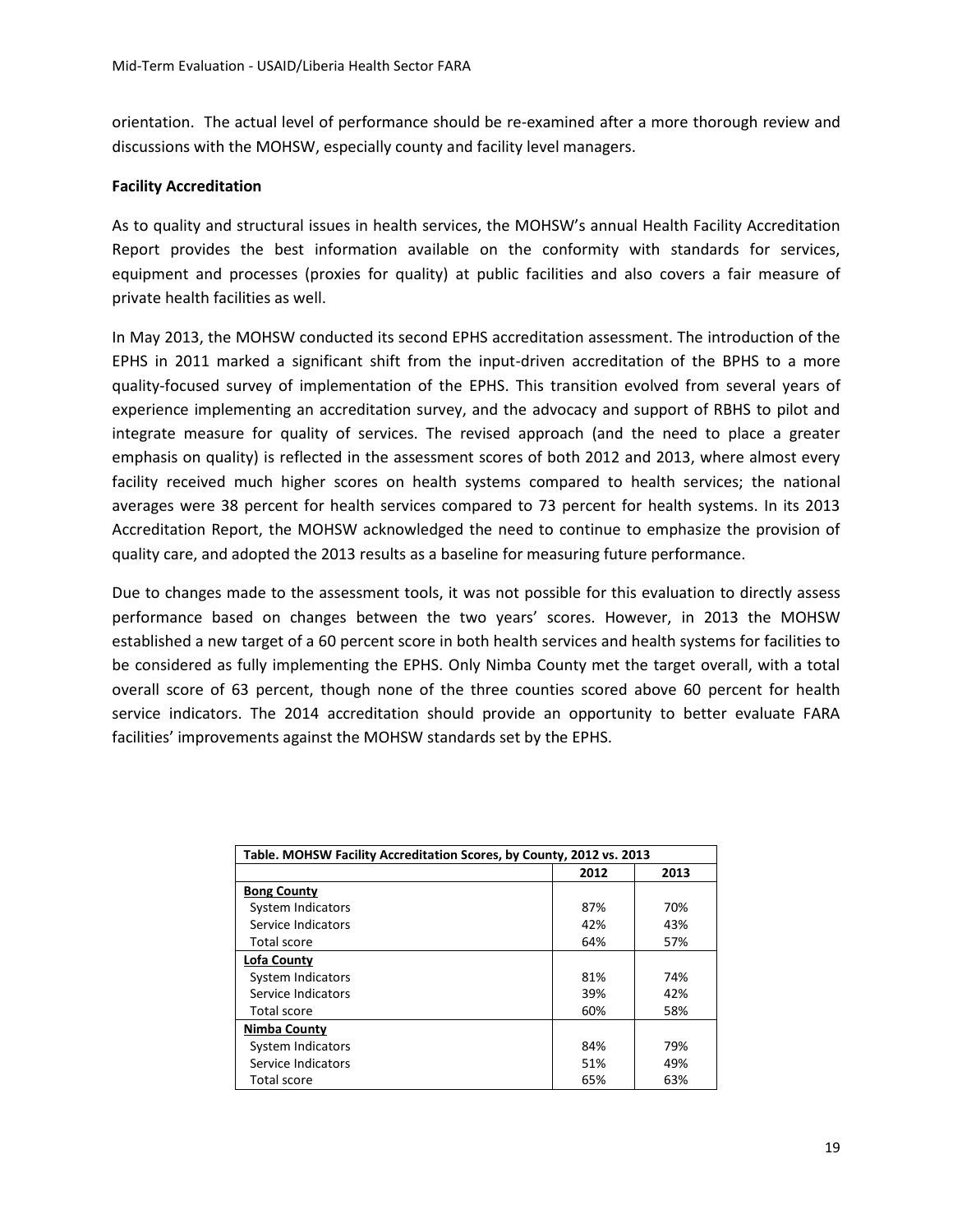orientation. The actual level of performance should be re-examined after a more thorough review and discussions with the MOHSW, especially county and facility level managers.

**Facility Accreditation**

As to quality and structural issues in health services, the MOHSW's annual Health Facility Accreditation Report provides the best information available on the conformity with standards for services, equipment and processes (proxies for quality) at public facilities and also covers a fair measure of private health facilities as well.

In May 2013, the MOHSW conducted its second EPHS accreditation assessment. The introduction of the EPHS in 2011 marked a significant shift from the input-driven accreditation of the BPHS to a more quality-focused survey of implementation of the EPHS. This transition evolved from several years of experience implementing an accreditation survey, and the advocacy and support of RBHS to pilot and integrate measure for quality of services. The revised approach (and the need to place a greater emphasis on quality) is reflected in the assessment scores of both 2012 and 2013, where almost every facility received much higher scores on health systems compared to health services; the national averages were 38 percent for health services compared to 73 percent for health systems. In its 2013 Accreditation Report, the MOHSW acknowledged the need to continue to emphasize the provision of quality care, and adopted the 2013 results as a baseline for measuring future performance.

Due to changes made to the assessment tools, it was not possible for this evaluation to directly assess performance based on changes between the two years' scores. However, in 2013 the MOHSW established a new target of a 60 percent score in both health services and health systems for facilities to be considered as fully implementing the EPHS. Only Nimba County met the target overall, with a total overall score of 63 percent, though none of the three counties scored above 60 percent for health service indicators. The 2014 accreditation should provide an opportunity to better evaluate FARA facilities' improvements against the MOHSW standards set by the EPHS.

**Table. MOHSW Facility Accreditation Scores, by County, 2012 vs. 2013**

| | 2012 | 2013 |
|---|---|---|
| **Bong County** | | |
| System Indicators | 87% | 70% |
| Service Indicators | 42% | 43% |
| Total score | 64% | 57% |
| **Lofa County** | | |
| System Indicators | 81% | 74% |
| Service Indicators | 39% | 42% |
| Total score | 60% | 58% |
| **Nimba County** | | |
| System Indicators | 84% | 79% |
| Service Indicators | 51% | 49% |
| Total score | 65% | 63% |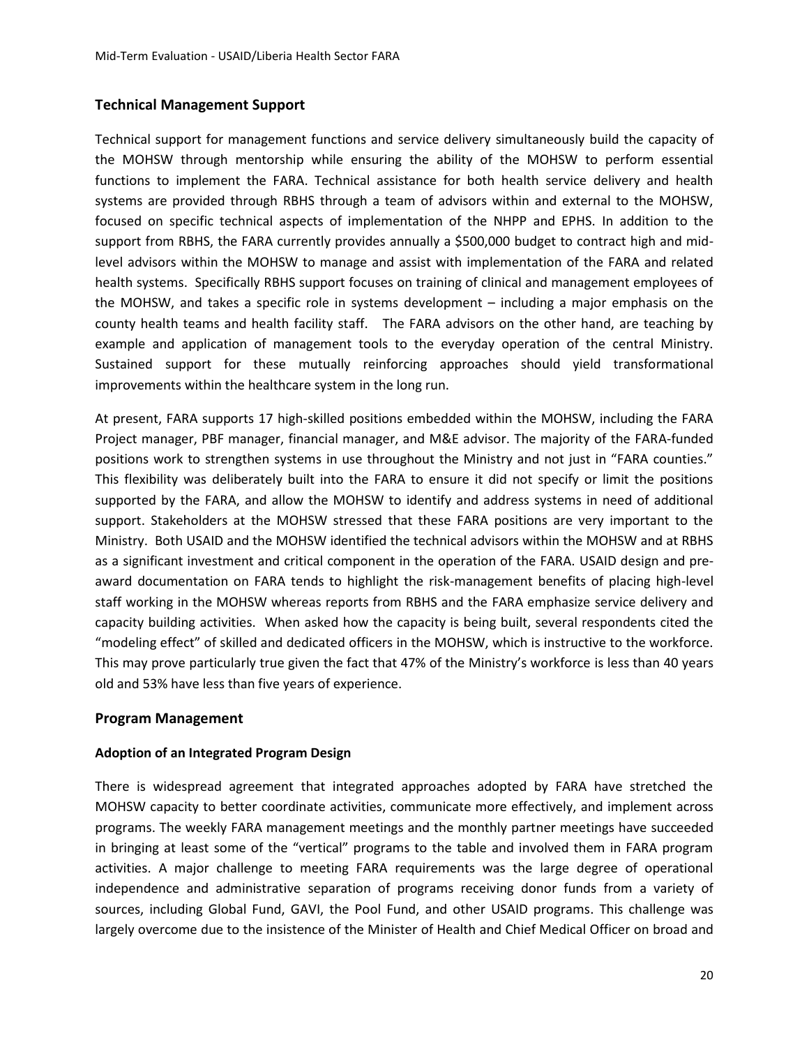## Technical Management Support

Technical support for management functions and service delivery simultaneously build the capacity of the MOHSW through mentorship while ensuring the ability of the MOHSW to perform essential functions to implement the FARA. Technical assistance for both health service delivery and health systems are provided through RBHS through a team of advisors within and external to the MOHSW, focused on specific technical aspects of implementation of the NHPP and EPHS. In addition to the support from RBHS, the FARA currently provides annually a $500,000 budget to contract high and mid-level advisors within the MOHSW to manage and assist with implementation of the FARA and related health systems. Specifically RBHS support focuses on training of clinical and management employees of the MOHSW, and takes a specific role in systems development – including a major emphasis on the county health teams and health facility staff. The FARA advisors on the other hand, are teaching by example and application of management tools to the everyday operation of the central Ministry. Sustained support for these mutually reinforcing approaches should yield transformational improvements within the healthcare system in the long run.

At present, FARA supports 17 high-skilled positions embedded within the MOHSW, including the FARA Project manager, PBF manager, financial manager, and M&E advisor. The majority of the FARA-funded positions work to strengthen systems in use throughout the Ministry and not just in "FARA counties." This flexibility was deliberately built into the FARA to ensure it did not specify or limit the positions supported by the FARA, and allow the MOHSW to identify and address systems in need of additional support. Stakeholders at the MOHSW stressed that these FARA positions are very important to the Ministry. Both USAID and the MOHSW identified the technical advisors within the MOHSW and at RBHS as a significant investment and critical component in the operation of the FARA. USAID design and pre-award documentation on FARA tends to highlight the risk-management benefits of placing high-level staff working in the MOHSW whereas reports from RBHS and the FARA emphasize service delivery and capacity building activities. When asked how the capacity is being built, several respondents cited the "modeling effect" of skilled and dedicated officers in the MOHSW, which is instructive to the workforce. This may prove particularly true given the fact that 47% of the Ministry's workforce is less than 40 years old and 53% have less than five years of experience.

## Program Management

### Adoption of an Integrated Program Design

There is widespread agreement that integrated approaches adopted by FARA have stretched the MOHSW capacity to better coordinate activities, communicate more effectively, and implement across programs. The weekly FARA management meetings and the monthly partner meetings have succeeded in bringing at least some of the "vertical" programs to the table and involved them in FARA program activities. A major challenge to meeting FARA requirements was the large degree of operational independence and administrative separation of programs receiving donor funds from a variety of sources, including Global Fund, GAVI, the Pool Fund, and other USAID programs. This challenge was largely overcome due to the insistence of the Minister of Health and Chief Medical Officer on broad and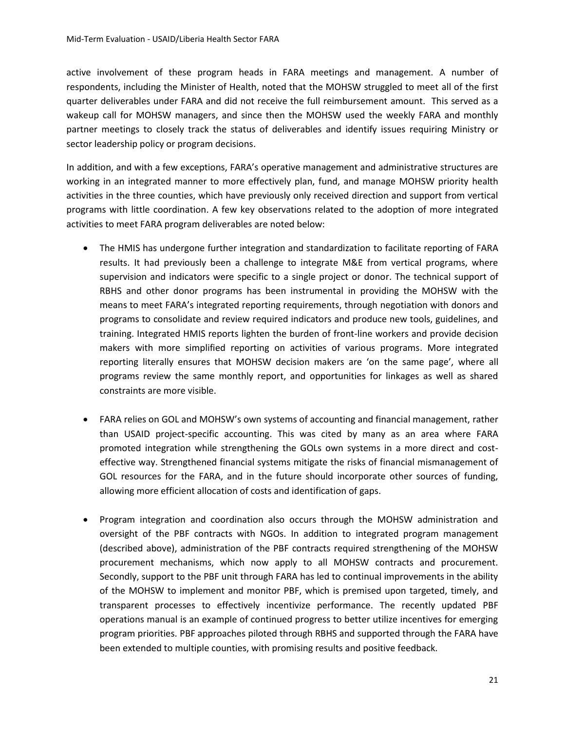active involvement of these program heads in FARA meetings and management. A number of respondents, including the Minister of Health, noted that the MOHSW struggled to meet all of the first quarter deliverables under FARA and did not receive the full reimbursement amount. This served as a wakeup call for MOHSW managers, and since then the MOHSW used the weekly FARA and monthly partner meetings to closely track the status of deliverables and identify issues requiring Ministry or sector leadership policy or program decisions.

In addition, and with a few exceptions, FARA's operative management and administrative structures are working in an integrated manner to more effectively plan, fund, and manage MOHSW priority health activities in the three counties, which have previously only received direction and support from vertical programs with little coordination. A few key observations related to the adoption of more integrated activities to meet FARA program deliverables are noted below:

- The HMIS has undergone further integration and standardization to facilitate reporting of FARA results. It had previously been a challenge to integrate M&E from vertical programs, where supervision and indicators were specific to a single project or donor. The technical support of RBHS and other donor programs has been instrumental in providing the MOHSW with the means to meet FARA's integrated reporting requirements, through negotiation with donors and programs to consolidate and review required indicators and produce new tools, guidelines, and training. Integrated HMIS reports lighten the burden of front-line workers and provide decision makers with more simplified reporting on activities of various programs. More integrated reporting literally ensures that MOHSW decision makers are 'on the same page', where all programs review the same monthly report, and opportunities for linkages as well as shared constraints are more visible.

- FARA relies on GOL and MOHSW's own systems of accounting and financial management, rather than USAID project-specific accounting. This was cited by many as an area where FARA promoted integration while strengthening the GOLs own systems in a more direct and cost-effective way. Strengthened financial systems mitigate the risks of financial mismanagement of GOL resources for the FARA, and in the future should incorporate other sources of funding, allowing more efficient allocation of costs and identification of gaps.

- Program integration and coordination also occurs through the MOHSW administration and oversight of the PBF contracts with NGOs. In addition to integrated program management (described above), administration of the PBF contracts required strengthening of the MOHSW procurement mechanisms, which now apply to all MOHSW contracts and procurement. Secondly, support to the PBF unit through FARA has led to continual improvements in the ability of the MOHSW to implement and monitor PBF, which is premised upon targeted, timely, and transparent processes to effectively incentivize performance. The recently updated PBF operations manual is an example of continued progress to better utilize incentives for emerging program priorities. PBF approaches piloted through RBHS and supported through the FARA have been extended to multiple counties, with promising results and positive feedback.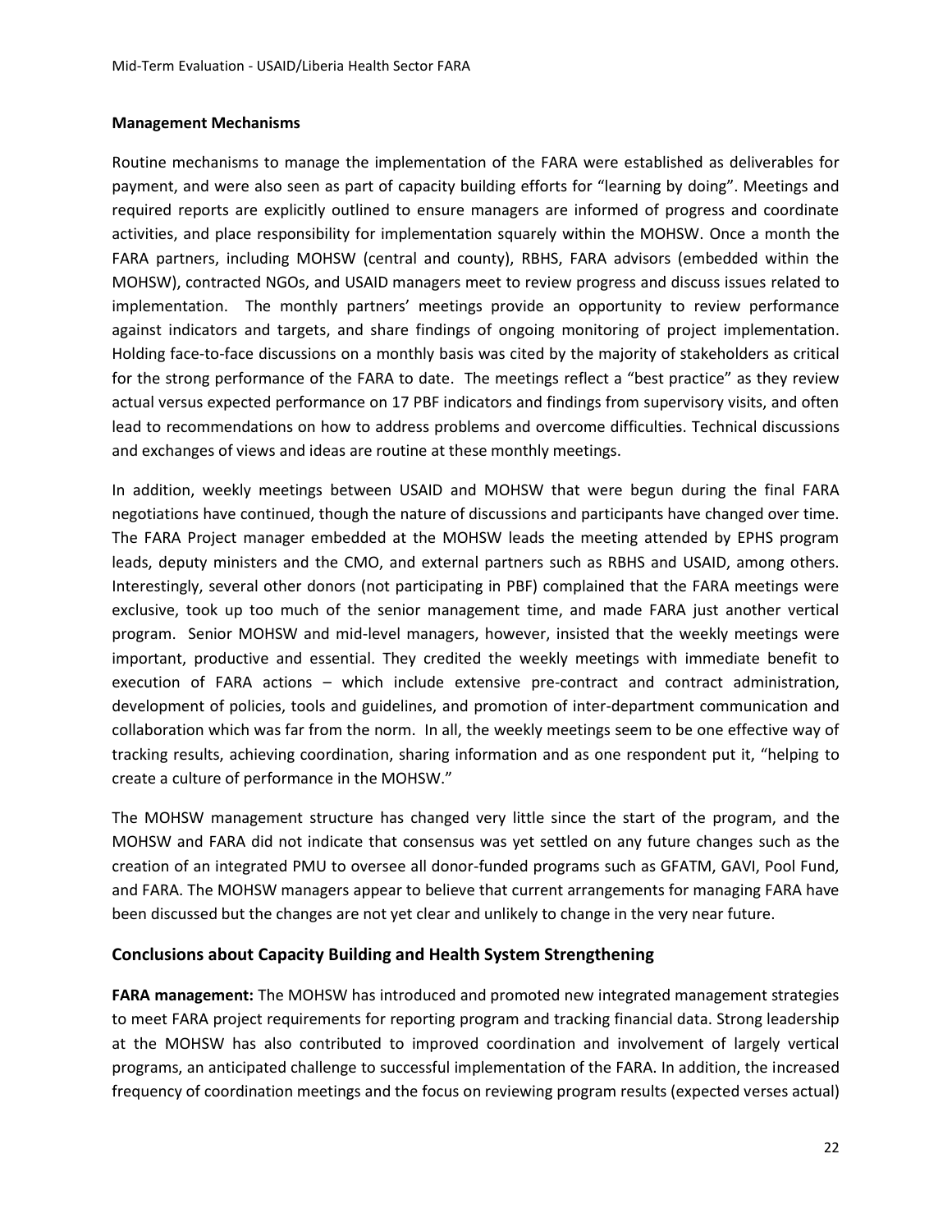**Management Mechanisms**

Routine mechanisms to manage the implementation of the FARA were established as deliverables for payment, and were also seen as part of capacity building efforts for "learning by doing". Meetings and required reports are explicitly outlined to ensure managers are informed of progress and coordinate activities, and place responsibility for implementation squarely within the MOHSW. Once a month the FARA partners, including MOHSW (central and county), RBHS, FARA advisors (embedded within the MOHSW), contracted NGOs, and USAID managers meet to review progress and discuss issues related to implementation. The monthly partners' meetings provide an opportunity to review performance against indicators and targets, and share findings of ongoing monitoring of project implementation. Holding face-to-face discussions on a monthly basis was cited by the majority of stakeholders as critical for the strong performance of the FARA to date. The meetings reflect a "best practice" as they review actual versus expected performance on 17 PBF indicators and findings from supervisory visits, and often lead to recommendations on how to address problems and overcome difficulties. Technical discussions and exchanges of views and ideas are routine at these monthly meetings.

In addition, weekly meetings between USAID and MOHSW that were begun during the final FARA negotiations have continued, though the nature of discussions and participants have changed over time. The FARA Project manager embedded at the MOHSW leads the meeting attended by EPHS program leads, deputy ministers and the CMO, and external partners such as RBHS and USAID, among others. Interestingly, several other donors (not participating in PBF) complained that the FARA meetings were exclusive, took up too much of the senior management time, and made FARA just another vertical program. Senior MOHSW and mid-level managers, however, insisted that the weekly meetings were important, productive and essential. They credited the weekly meetings with immediate benefit to execution of FARA actions – which include extensive pre-contract and contract administration, development of policies, tools and guidelines, and promotion of inter-department communication and collaboration which was far from the norm. In all, the weekly meetings seem to be one effective way of tracking results, achieving coordination, sharing information and as one respondent put it, "helping to create a culture of performance in the MOHSW."

The MOHSW management structure has changed very little since the start of the program, and the MOHSW and FARA did not indicate that consensus was yet settled on any future changes such as the creation of an integrated PMU to oversee all donor-funded programs such as GFATM, GAVI, Pool Fund, and FARA. The MOHSW managers appear to believe that current arrangements for managing FARA have been discussed but the changes are not yet clear and unlikely to change in the very near future.

## Conclusions about Capacity Building and Health System Strengthening

**FARA management:** The MOHSW has introduced and promoted new integrated management strategies to meet FARA project requirements for reporting program and tracking financial data. Strong leadership at the MOHSW has also contributed to improved coordination and involvement of largely vertical programs, an anticipated challenge to successful implementation of the FARA. In addition, the increased frequency of coordination meetings and the focus on reviewing program results (expected verses actual)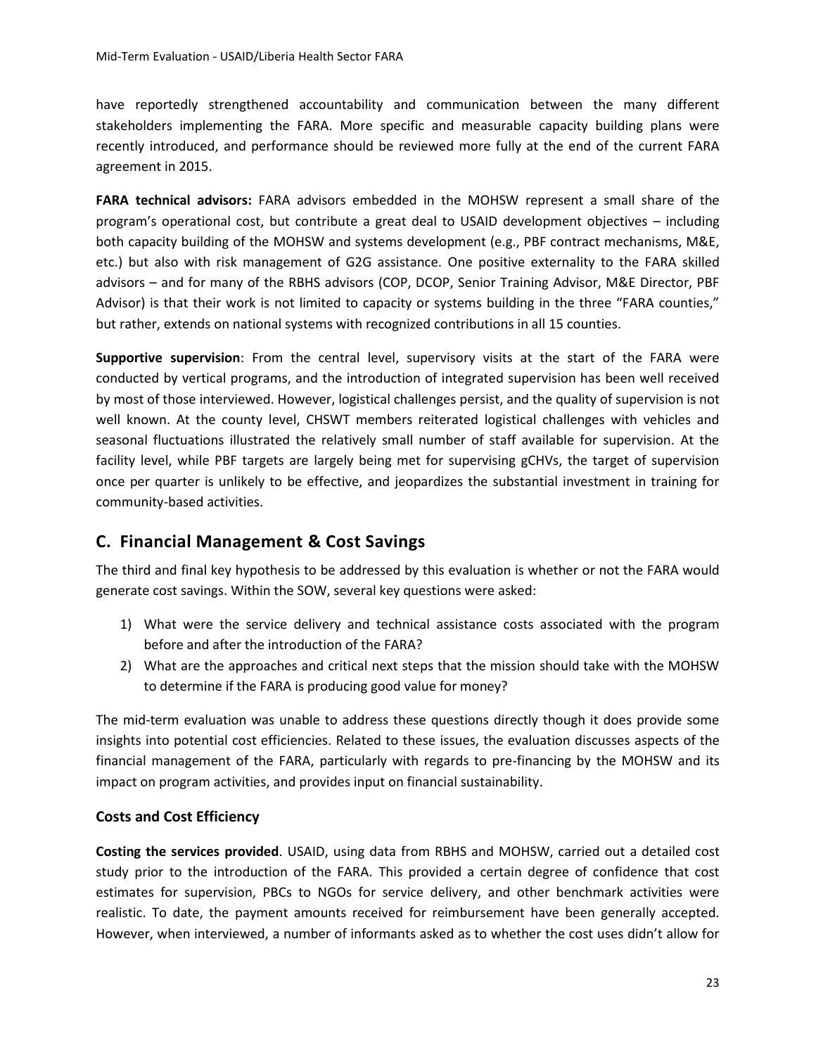have reportedly strengthened accountability and communication between the many different stakeholders implementing the FARA. More specific and measurable capacity building plans were recently introduced, and performance should be reviewed more fully at the end of the current FARA agreement in 2015.

**FARA technical advisors:** FARA advisors embedded in the MOHSW represent a small share of the program's operational cost, but contribute a great deal to USAID development objectives – including both capacity building of the MOHSW and systems development (e.g., PBF contract mechanisms, M&E, etc.) but also with risk management of G2G assistance. One positive externality to the FARA skilled advisors – and for many of the RBHS advisors (COP, DCOP, Senior Training Advisor, M&E Director, PBF Advisor) is that their work is not limited to capacity or systems building in the three "FARA counties," but rather, extends on national systems with recognized contributions in all 15 counties.

**Supportive supervision**: From the central level, supervisory visits at the start of the FARA were conducted by vertical programs, and the introduction of integrated supervision has been well received by most of those interviewed. However, logistical challenges persist, and the quality of supervision is not well known. At the county level, CHSWT members reiterated logistical challenges with vehicles and seasonal fluctuations illustrated the relatively small number of staff available for supervision. At the facility level, while PBF targets are largely being met for supervising gCHVs, the target of supervision once per quarter is unlikely to be effective, and jeopardizes the substantial investment in training for community-based activities.

## C. Financial Management & Cost Savings

The third and final key hypothesis to be addressed by this evaluation is whether or not the FARA would generate cost savings. Within the SOW, several key questions were asked:

1) What were the service delivery and technical assistance costs associated with the program before and after the introduction of the FARA?
2) What are the approaches and critical next steps that the mission should take with the MOHSW to determine if the FARA is producing good value for money?

The mid-term evaluation was unable to address these questions directly though it does provide some insights into potential cost efficiencies. Related to these issues, the evaluation discusses aspects of the financial management of the FARA, particularly with regards to pre-financing by the MOHSW and its impact on program activities, and provides input on financial sustainability.

### Costs and Cost Efficiency

**Costing the services provided**. USAID, using data from RBHS and MOHSW, carried out a detailed cost study prior to the introduction of the FARA. This provided a certain degree of confidence that cost estimates for supervision, PBCs to NGOs for service delivery, and other benchmark activities were realistic. To date, the payment amounts received for reimbursement have been generally accepted. However, when interviewed, a number of informants asked as to whether the cost uses didn't allow for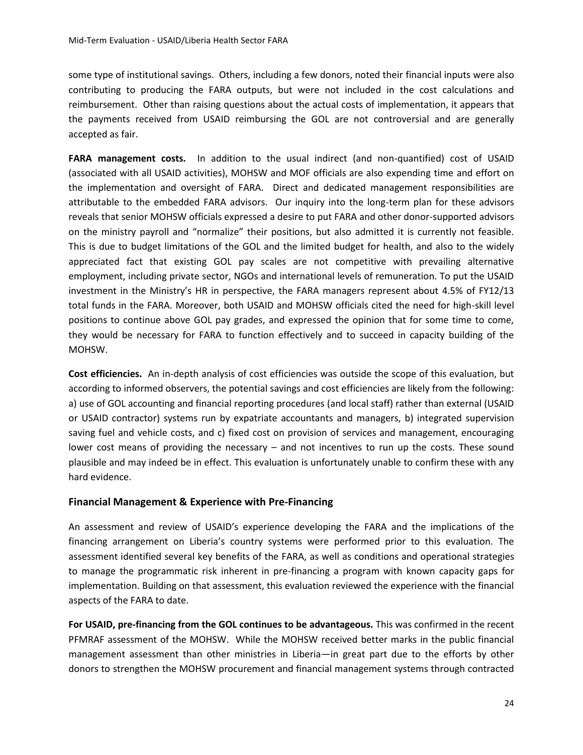some type of institutional savings. Others, including a few donors, noted their financial inputs were also contributing to producing the FARA outputs, but were not included in the cost calculations and reimbursement. Other than raising questions about the actual costs of implementation, it appears that the payments received from USAID reimbursing the GOL are not controversial and are generally accepted as fair.

**FARA management costs.** In addition to the usual indirect (and non-quantified) cost of USAID (associated with all USAID activities), MOHSW and MOF officials are also expending time and effort on the implementation and oversight of FARA. Direct and dedicated management responsibilities are attributable to the embedded FARA advisors. Our inquiry into the long-term plan for these advisors reveals that senior MOHSW officials expressed a desire to put FARA and other donor-supported advisors on the ministry payroll and "normalize" their positions, but also admitted it is currently not feasible. This is due to budget limitations of the GOL and the limited budget for health, and also to the widely appreciated fact that existing GOL pay scales are not competitive with prevailing alternative employment, including private sector, NGOs and international levels of remuneration. To put the USAID investment in the Ministry's HR in perspective, the FARA managers represent about 4.5% of FY12/13 total funds in the FARA. Moreover, both USAID and MOHSW officials cited the need for high-skill level positions to continue above GOL pay grades, and expressed the opinion that for some time to come, they would be necessary for FARA to function effectively and to succeed in capacity building of the MOHSW.

**Cost efficiencies.** An in-depth analysis of cost efficiencies was outside the scope of this evaluation, but according to informed observers, the potential savings and cost efficiencies are likely from the following: a) use of GOL accounting and financial reporting procedures (and local staff) rather than external (USAID or USAID contractor) systems run by expatriate accountants and managers, b) integrated supervision saving fuel and vehicle costs, and c) fixed cost on provision of services and management, encouraging lower cost means of providing the necessary – and not incentives to run up the costs. These sound plausible and may indeed be in effect. This evaluation is unfortunately unable to confirm these with any hard evidence.

## Financial Management & Experience with Pre-Financing

An assessment and review of USAID's experience developing the FARA and the implications of the financing arrangement on Liberia's country systems were performed prior to this evaluation. The assessment identified several key benefits of the FARA, as well as conditions and operational strategies to manage the programmatic risk inherent in pre-financing a program with known capacity gaps for implementation. Building on that assessment, this evaluation reviewed the experience with the financial aspects of the FARA to date.

**For USAID, pre-financing from the GOL continues to be advantageous.** This was confirmed in the recent PFMRAF assessment of the MOHSW. While the MOHSW received better marks in the public financial management assessment than other ministries in Liberia—in great part due to the efforts by other donors to strengthen the MOHSW procurement and financial management systems through contracted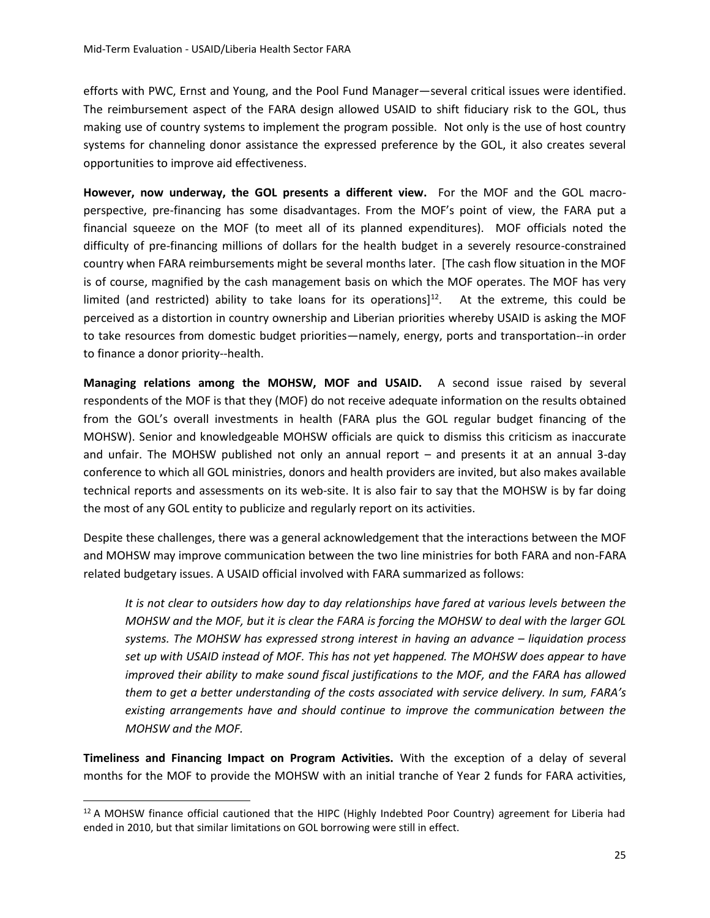efforts with PWC, Ernst and Young, and the Pool Fund Manager—several critical issues were identified. The reimbursement aspect of the FARA design allowed USAID to shift fiduciary risk to the GOL, thus making use of country systems to implement the program possible. Not only is the use of host country systems for channeling donor assistance the expressed preference by the GOL, it also creates several opportunities to improve aid effectiveness.

**However, now underway, the GOL presents a different view.** For the MOF and the GOL macro-perspective, pre-financing has some disadvantages. From the MOF's point of view, the FARA put a financial squeeze on the MOF (to meet all of its planned expenditures). MOF officials noted the difficulty of pre-financing millions of dollars for the health budget in a severely resource-constrained country when FARA reimbursements might be several months later. [The cash flow situation in the MOF is of course, magnified by the cash management basis on which the MOF operates. The MOF has very limited (and restricted) ability to take loans for its operations][12]. At the extreme, this could be perceived as a distortion in country ownership and Liberian priorities whereby USAID is asking the MOF to take resources from domestic budget priorities—namely, energy, ports and transportation--in order to finance a donor priority--health.

**Managing relations among the MOHSW, MOF and USAID.** A second issue raised by several respondents of the MOF is that they (MOF) do not receive adequate information on the results obtained from the GOL's overall investments in health (FARA plus the GOL regular budget financing of the MOHSW). Senior and knowledgeable MOHSW officials are quick to dismiss this criticism as inaccurate and unfair. The MOHSW published not only an annual report – and presents it at an annual 3-day conference to which all GOL ministries, donors and health providers are invited, but also makes available technical reports and assessments on its web-site. It is also fair to say that the MOHSW is by far doing the most of any GOL entity to publicize and regularly report on its activities.

Despite these challenges, there was a general acknowledgement that the interactions between the MOF and MOHSW may improve communication between the two line ministries for both FARA and non-FARA related budgetary issues. A USAID official involved with FARA summarized as follows:

> *It is not clear to outsiders how day to day relationships have fared at various levels between the MOHSW and the MOF, but it is clear the FARA is forcing the MOHSW to deal with the larger GOL systems. The MOHSW has expressed strong interest in having an advance – liquidation process set up with USAID instead of MOF. This has not yet happened. The MOHSW does appear to have improved their ability to make sound fiscal justifications to the MOF, and the FARA has allowed them to get a better understanding of the costs associated with service delivery. In sum, FARA's existing arrangements have and should continue to improve the communication between the MOHSW and the MOF.*

**Timeliness and Financing Impact on Program Activities.** With the exception of a delay of several months for the MOF to provide the MOHSW with an initial tranche of Year 2 funds for FARA activities,

---

[12] A MOHSW finance official cautioned that the HIPC (Highly Indebted Poor Country) agreement for Liberia had ended in 2010, but that similar limitations on GOL borrowing were still in effect.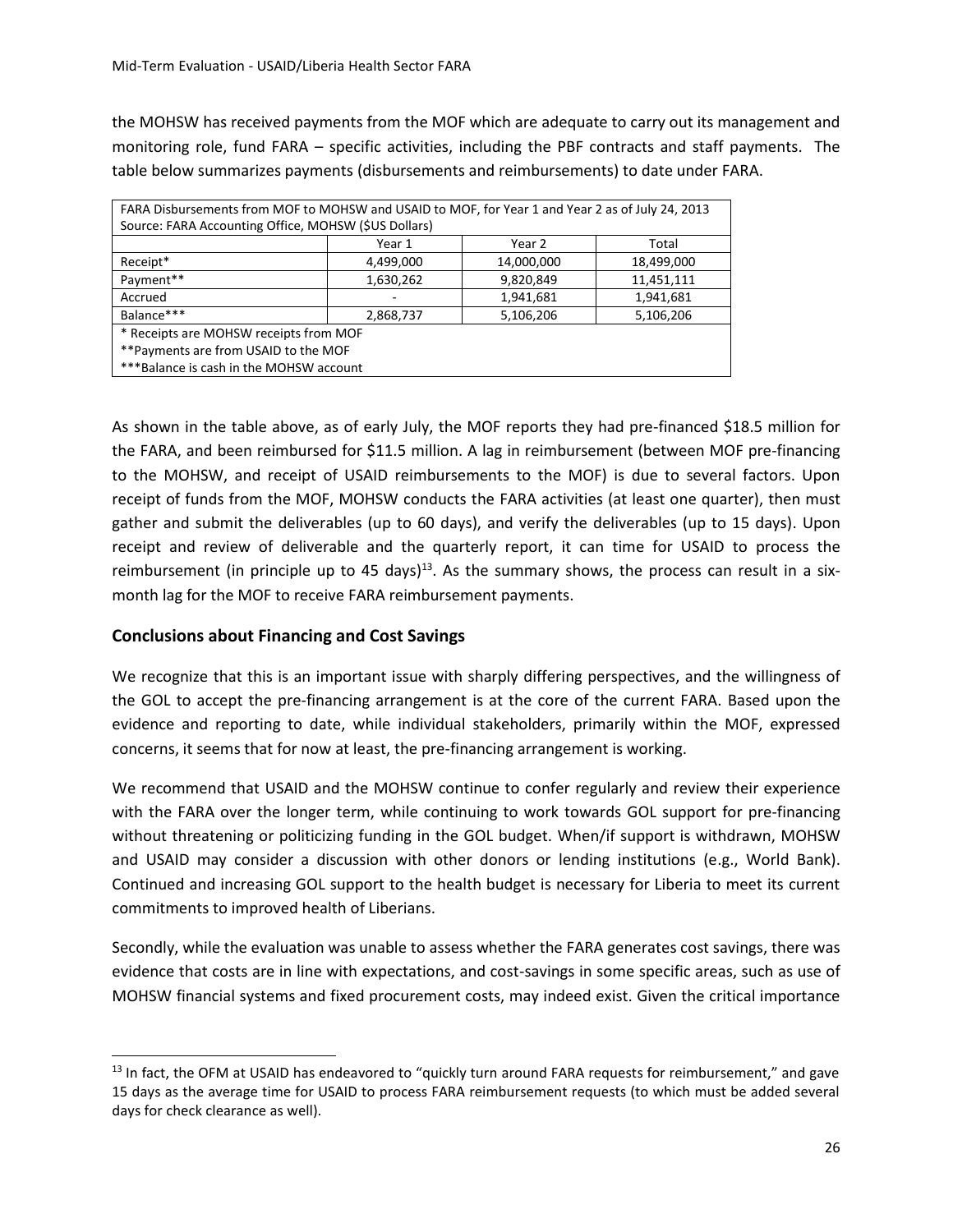the MOHSW has received payments from the MOF which are adequate to carry out its management and monitoring role, fund FARA – specific activities, including the PBF contracts and staff payments. The table below summarizes payments (disbursements and reimbursements) to date under FARA.

FARA Disbursements from MOF to MOHSW and USAID to MOF, for Year 1 and Year 2 as of July 24, 2013
Source: FARA Accounting Office, MOHSW ($US Dollars)

| | Year 1 | Year 2 | Total |
|---|---|---|---|
| Receipt* | 4,499,000 | 14,000,000 | 18,499,000 |
| Payment** | 1,630,262 | 9,820,849 | 11,451,111 |
| Accrued | - | 1,941,681 | 1,941,681 |
| Balance*** | 2,868,737 | 5,106,206 | 5,106,206 |

\* Receipts are MOHSW receipts from MOF
\*\*Payments are from USAID to the MOF
\*\*\*Balance is cash in the MOHSW account

As shown in the table above, as of early July, the MOF reports they had pre-financed $18.5 million for the FARA, and been reimbursed for $11.5 million. A lag in reimbursement (between MOF pre-financing to the MOHSW, and receipt of USAID reimbursements to the MOF) is due to several factors. Upon receipt of funds from the MOF, MOHSW conducts the FARA activities (at least one quarter), then must gather and submit the deliverables (up to 60 days), and verify the deliverables (up to 15 days). Upon receipt and review of deliverable and the quarterly report, it can time for USAID to process the reimbursement (in principle up to 45 days)[13]. As the summary shows, the process can result in a six-month lag for the MOF to receive FARA reimbursement payments.

### Conclusions about Financing and Cost Savings

We recognize that this is an important issue with sharply differing perspectives, and the willingness of the GOL to accept the pre-financing arrangement is at the core of the current FARA. Based upon the evidence and reporting to date, while individual stakeholders, primarily within the MOF, expressed concerns, it seems that for now at least, the pre-financing arrangement is working.

We recommend that USAID and the MOHSW continue to confer regularly and review their experience with the FARA over the longer term, while continuing to work towards GOL support for pre-financing without threatening or politicizing funding in the GOL budget. When/if support is withdrawn, MOHSW and USAID may consider a discussion with other donors or lending institutions (e.g., World Bank). Continued and increasing GOL support to the health budget is necessary for Liberia to meet its current commitments to improved health of Liberians.

Secondly, while the evaluation was unable to assess whether the FARA generates cost savings, there was evidence that costs are in line with expectations, and cost-savings in some specific areas, such as use of MOHSW financial systems and fixed procurement costs, may indeed exist. Given the critical importance

[13] In fact, the OFM at USAID has endeavored to "quickly turn around FARA requests for reimbursement," and gave 15 days as the average time for USAID to process FARA reimbursement requests (to which must be added several days for check clearance as well).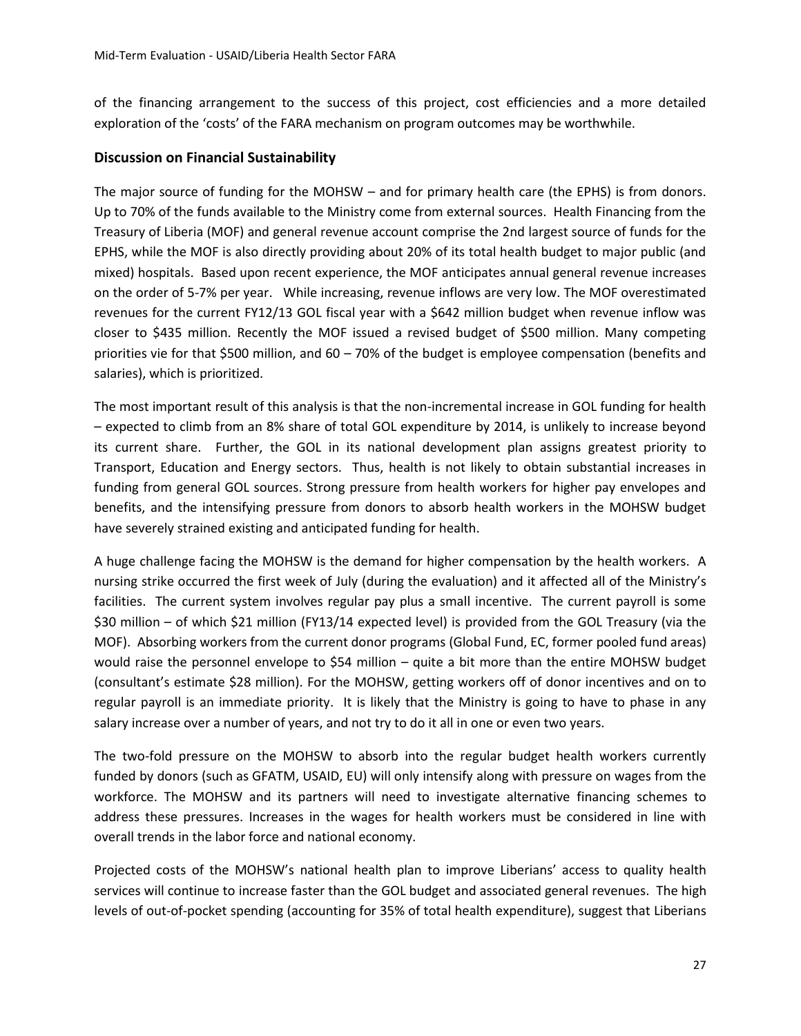of the financing arrangement to the success of this project, cost efficiencies and a more detailed exploration of the 'costs' of the FARA mechanism on program outcomes may be worthwhile.

## Discussion on Financial Sustainability

The major source of funding for the MOHSW – and for primary health care (the EPHS) is from donors. Up to 70% of the funds available to the Ministry come from external sources. Health Financing from the Treasury of Liberia (MOF) and general revenue account comprise the 2nd largest source of funds for the EPHS, while the MOF is also directly providing about 20% of its total health budget to major public (and mixed) hospitals. Based upon recent experience, the MOF anticipates annual general revenue increases on the order of 5-7% per year. While increasing, revenue inflows are very low. The MOF overestimated revenues for the current FY12/13 GOL fiscal year with a $642 million budget when revenue inflow was closer to $435 million. Recently the MOF issued a revised budget of $500 million. Many competing priorities vie for that $500 million, and 60 – 70% of the budget is employee compensation (benefits and salaries), which is prioritized.

The most important result of this analysis is that the non-incremental increase in GOL funding for health – expected to climb from an 8% share of total GOL expenditure by 2014, is unlikely to increase beyond its current share. Further, the GOL in its national development plan assigns greatest priority to Transport, Education and Energy sectors. Thus, health is not likely to obtain substantial increases in funding from general GOL sources. Strong pressure from health workers for higher pay envelopes and benefits, and the intensifying pressure from donors to absorb health workers in the MOHSW budget have severely strained existing and anticipated funding for health.

A huge challenge facing the MOHSW is the demand for higher compensation by the health workers. A nursing strike occurred the first week of July (during the evaluation) and it affected all of the Ministry's facilities. The current system involves regular pay plus a small incentive. The current payroll is some $30 million – of which $21 million (FY13/14 expected level) is provided from the GOL Treasury (via the MOF). Absorbing workers from the current donor programs (Global Fund, EC, former pooled fund areas) would raise the personnel envelope to $54 million – quite a bit more than the entire MOHSW budget (consultant's estimate $28 million). For the MOHSW, getting workers off of donor incentives and on to regular payroll is an immediate priority. It is likely that the Ministry is going to have to phase in any salary increase over a number of years, and not try to do it all in one or even two years.

The two-fold pressure on the MOHSW to absorb into the regular budget health workers currently funded by donors (such as GFATM, USAID, EU) will only intensify along with pressure on wages from the workforce. The MOHSW and its partners will need to investigate alternative financing schemes to address these pressures. Increases in the wages for health workers must be considered in line with overall trends in the labor force and national economy.

Projected costs of the MOHSW's national health plan to improve Liberians' access to quality health services will continue to increase faster than the GOL budget and associated general revenues. The high levels of out-of-pocket spending (accounting for 35% of total health expenditure), suggest that Liberians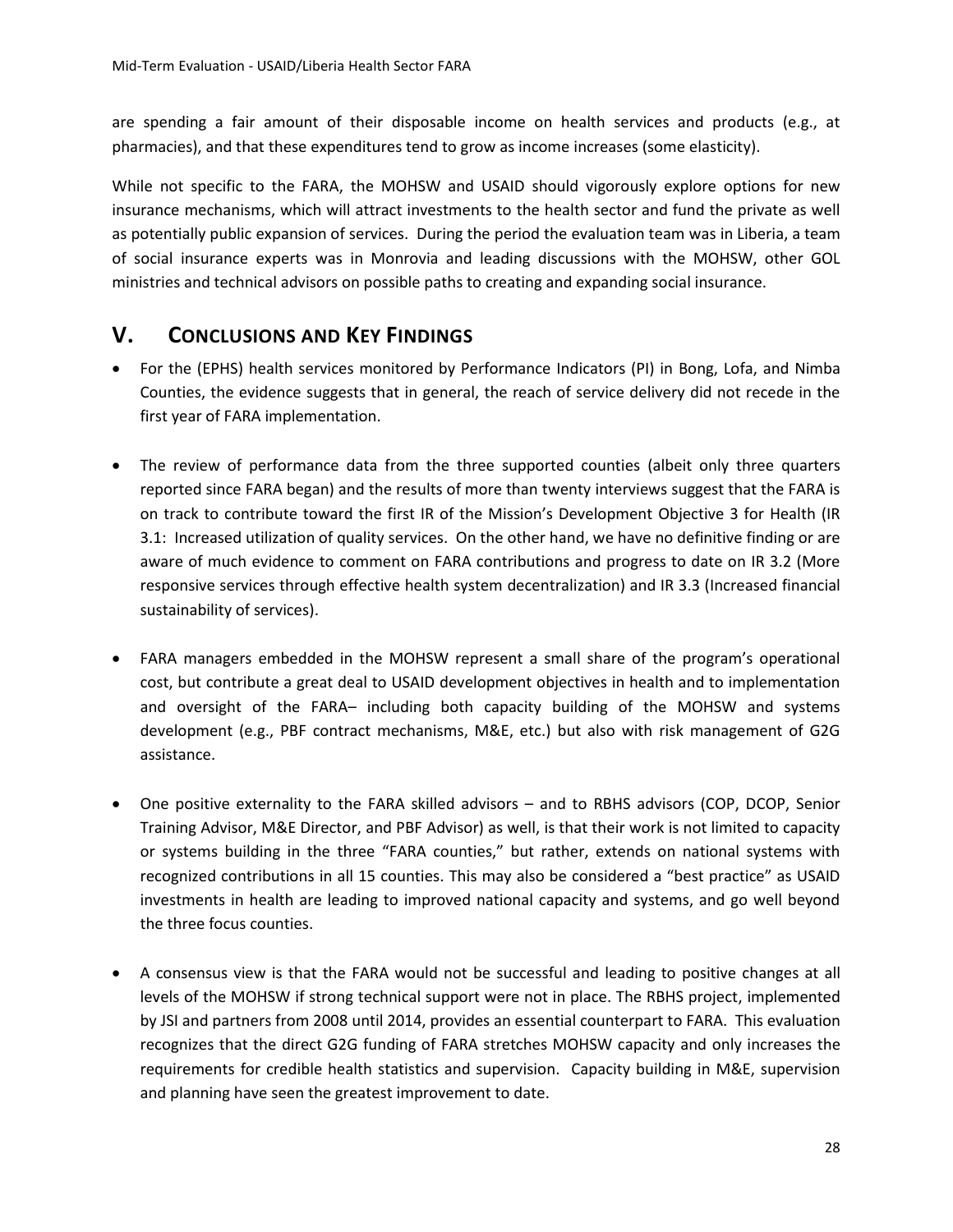are spending a fair amount of their disposable income on health services and products (e.g., at pharmacies), and that these expenditures tend to grow as income increases (some elasticity).

While not specific to the FARA, the MOHSW and USAID should vigorously explore options for new insurance mechanisms, which will attract investments to the health sector and fund the private as well as potentially public expansion of services. During the period the evaluation team was in Liberia, a team of social insurance experts was in Monrovia and leading discussions with the MOHSW, other GOL ministries and technical advisors on possible paths to creating and expanding social insurance.

# V. Conclusions and Key Findings

- For the (EPHS) health services monitored by Performance Indicators (PI) in Bong, Lofa, and Nimba Counties, the evidence suggests that in general, the reach of service delivery did not recede in the first year of FARA implementation.

- The review of performance data from the three supported counties (albeit only three quarters reported since FARA began) and the results of more than twenty interviews suggest that the FARA is on track to contribute toward the first IR of the Mission's Development Objective 3 for Health (IR 3.1: Increased utilization of quality services. On the other hand, we have no definitive finding or are aware of much evidence to comment on FARA contributions and progress to date on IR 3.2 (More responsive services through effective health system decentralization) and IR 3.3 (Increased financial sustainability of services).

- FARA managers embedded in the MOHSW represent a small share of the program's operational cost, but contribute a great deal to USAID development objectives in health and to implementation and oversight of the FARA– including both capacity building of the MOHSW and systems development (e.g., PBF contract mechanisms, M&E, etc.) but also with risk management of G2G assistance.

- One positive externality to the FARA skilled advisors – and to RBHS advisors (COP, DCOP, Senior Training Advisor, M&E Director, and PBF Advisor) as well, is that their work is not limited to capacity or systems building in the three "FARA counties," but rather, extends on national systems with recognized contributions in all 15 counties. This may also be considered a "best practice" as USAID investments in health are leading to improved national capacity and systems, and go well beyond the three focus counties.

- A consensus view is that the FARA would not be successful and leading to positive changes at all levels of the MOHSW if strong technical support were not in place. The RBHS project, implemented by JSI and partners from 2008 until 2014, provides an essential counterpart to FARA. This evaluation recognizes that the direct G2G funding of FARA stretches MOHSW capacity and only increases the requirements for credible health statistics and supervision. Capacity building in M&E, supervision and planning have seen the greatest improvement to date.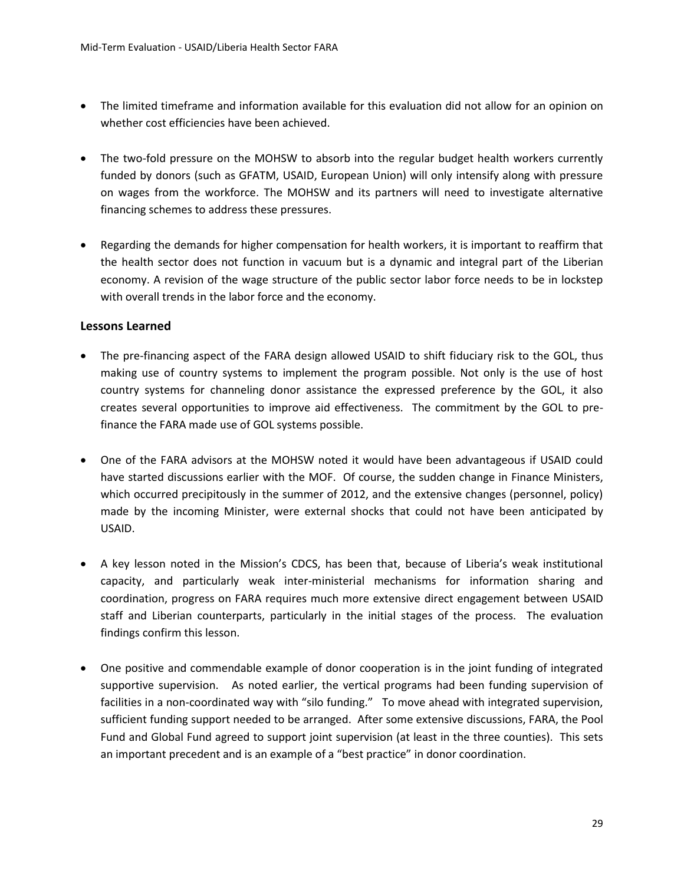- The limited timeframe and information available for this evaluation did not allow for an opinion on whether cost efficiencies have been achieved.

- The two-fold pressure on the MOHSW to absorb into the regular budget health workers currently funded by donors (such as GFATM, USAID, European Union) will only intensify along with pressure on wages from the workforce. The MOHSW and its partners will need to investigate alternative financing schemes to address these pressures.

- Regarding the demands for higher compensation for health workers, it is important to reaffirm that the health sector does not function in vacuum but is a dynamic and integral part of the Liberian economy. A revision of the wage structure of the public sector labor force needs to be in lockstep with overall trends in the labor force and the economy.

### Lessons Learned

- The pre-financing aspect of the FARA design allowed USAID to shift fiduciary risk to the GOL, thus making use of country systems to implement the program possible. Not only is the use of host country systems for channeling donor assistance the expressed preference by the GOL, it also creates several opportunities to improve aid effectiveness. The commitment by the GOL to pre-finance the FARA made use of GOL systems possible.

- One of the FARA advisors at the MOHSW noted it would have been advantageous if USAID could have started discussions earlier with the MOF. Of course, the sudden change in Finance Ministers, which occurred precipitously in the summer of 2012, and the extensive changes (personnel, policy) made by the incoming Minister, were external shocks that could not have been anticipated by USAID.

- A key lesson noted in the Mission's CDCS, has been that, because of Liberia's weak institutional capacity, and particularly weak inter-ministerial mechanisms for information sharing and coordination, progress on FARA requires much more extensive direct engagement between USAID staff and Liberian counterparts, particularly in the initial stages of the process. The evaluation findings confirm this lesson.

- One positive and commendable example of donor cooperation is in the joint funding of integrated supportive supervision. As noted earlier, the vertical programs had been funding supervision of facilities in a non-coordinated way with "silo funding." To move ahead with integrated supervision, sufficient funding support needed to be arranged. After some extensive discussions, FARA, the Pool Fund and Global Fund agreed to support joint supervision (at least in the three counties). This sets an important precedent and is an example of a "best practice" in donor coordination.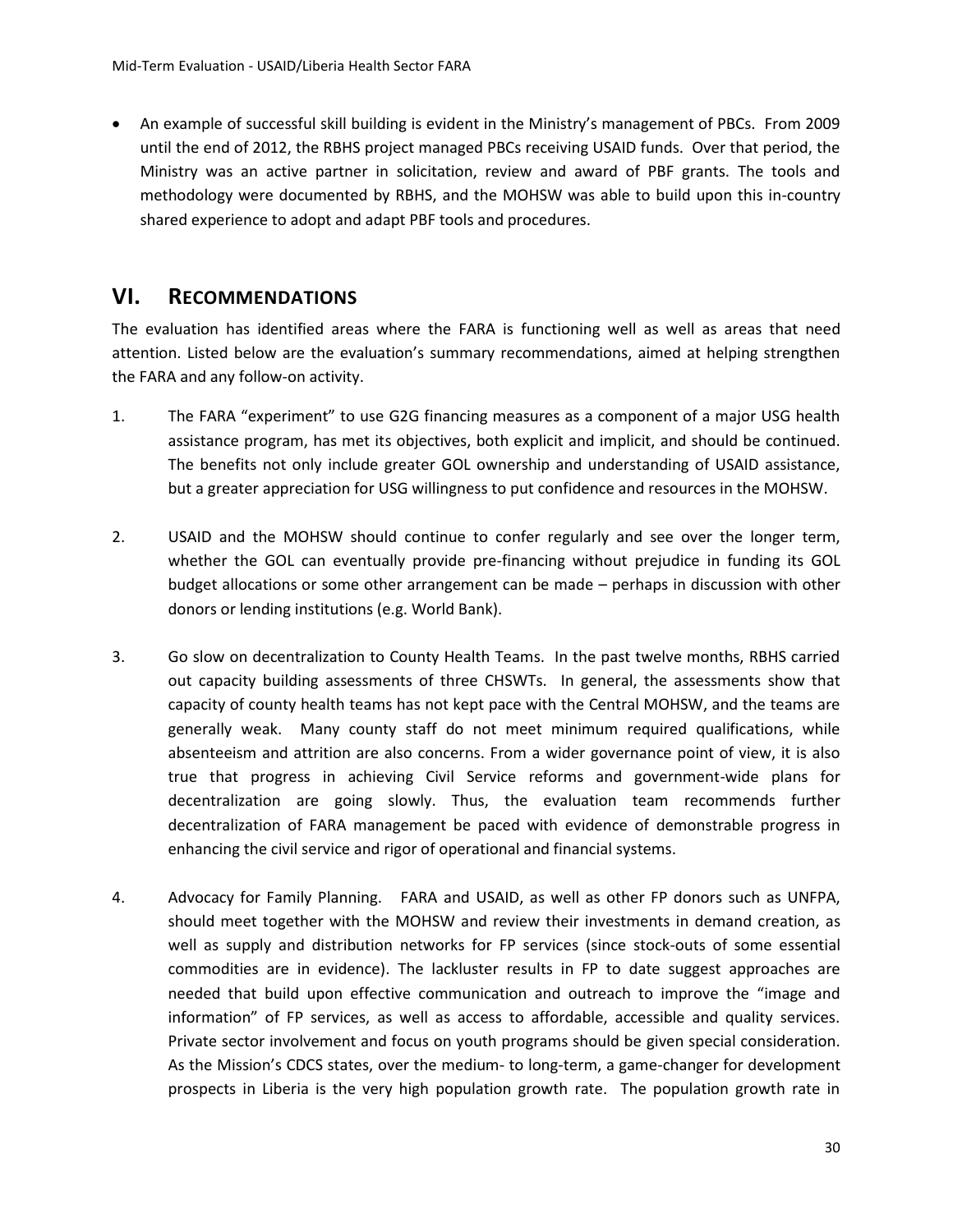- An example of successful skill building is evident in the Ministry's management of PBCs. From 2009 until the end of 2012, the RBHS project managed PBCs receiving USAID funds. Over that period, the Ministry was an active partner in solicitation, review and award of PBF grants. The tools and methodology were documented by RBHS, and the MOHSW was able to build upon this in-country shared experience to adopt and adapt PBF tools and procedures.

# VI. RECOMMENDATIONS

The evaluation has identified areas where the FARA is functioning well as well as areas that need attention. Listed below are the evaluation's summary recommendations, aimed at helping strengthen the FARA and any follow-on activity.

1. The FARA "experiment" to use G2G financing measures as a component of a major USG health assistance program, has met its objectives, both explicit and implicit, and should be continued. The benefits not only include greater GOL ownership and understanding of USAID assistance, but a greater appreciation for USG willingness to put confidence and resources in the MOHSW.

2. USAID and the MOHSW should continue to confer regularly and see over the longer term, whether the GOL can eventually provide pre-financing without prejudice in funding its GOL budget allocations or some other arrangement can be made – perhaps in discussion with other donors or lending institutions (e.g. World Bank).

3. Go slow on decentralization to County Health Teams. In the past twelve months, RBHS carried out capacity building assessments of three CHSWTs. In general, the assessments show that capacity of county health teams has not kept pace with the Central MOHSW, and the teams are generally weak. Many county staff do not meet minimum required qualifications, while absenteeism and attrition are also concerns. From a wider governance point of view, it is also true that progress in achieving Civil Service reforms and government-wide plans for decentralization are going slowly. Thus, the evaluation team recommends further decentralization of FARA management be paced with evidence of demonstrable progress in enhancing the civil service and rigor of operational and financial systems.

4. Advocacy for Family Planning. FARA and USAID, as well as other FP donors such as UNFPA, should meet together with the MOHSW and review their investments in demand creation, as well as supply and distribution networks for FP services (since stock-outs of some essential commodities are in evidence). The lackluster results in FP to date suggest approaches are needed that build upon effective communication and outreach to improve the "image and information" of FP services, as well as access to affordable, accessible and quality services. Private sector involvement and focus on youth programs should be given special consideration. As the Mission's CDCS states, over the medium- to long-term, a game-changer for development prospects in Liberia is the very high population growth rate. The population growth rate in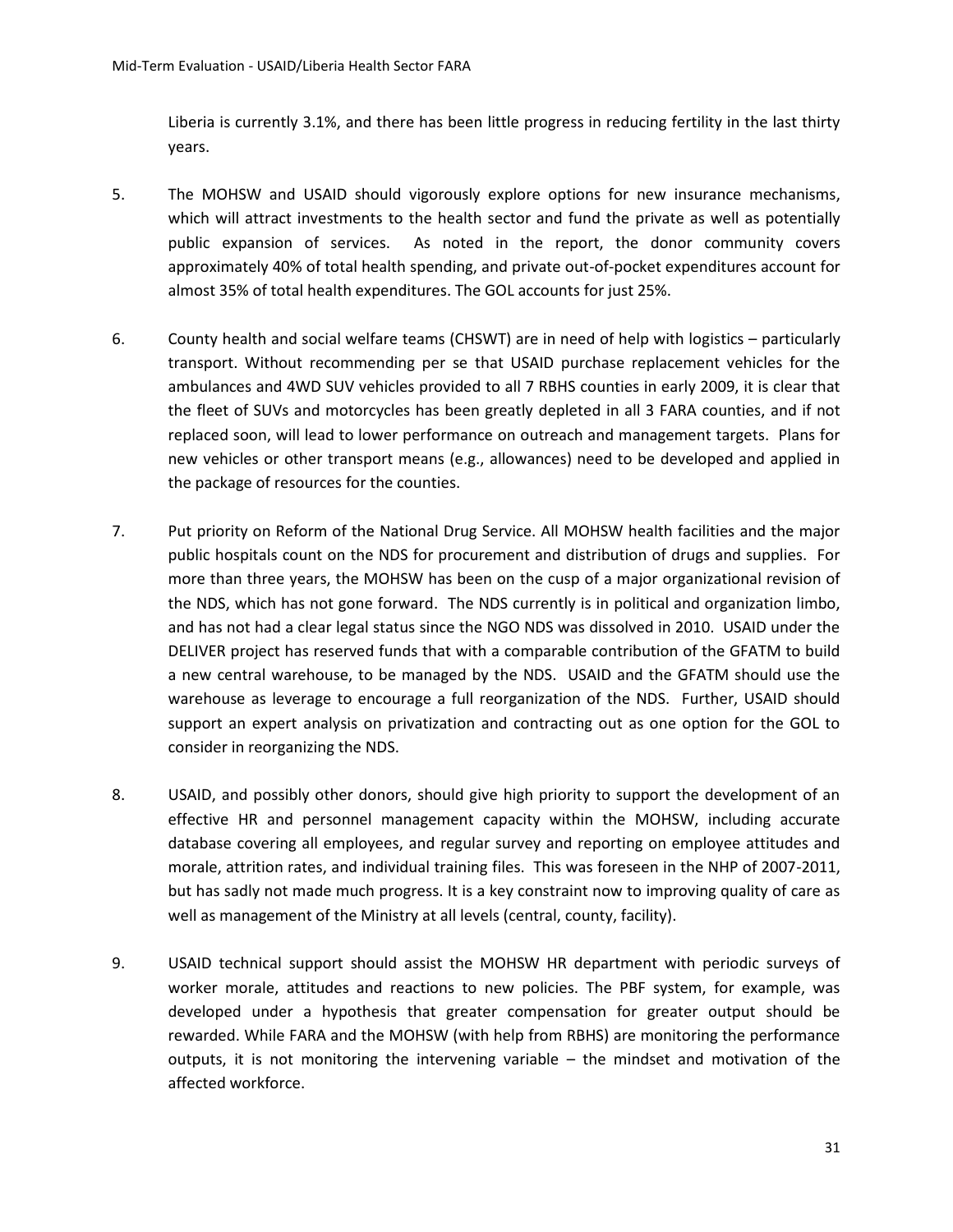Liberia is currently 3.1%, and there has been little progress in reducing fertility in the last thirty years.

5. The MOHSW and USAID should vigorously explore options for new insurance mechanisms, which will attract investments to the health sector and fund the private as well as potentially public expansion of services. As noted in the report, the donor community covers approximately 40% of total health spending, and private out-of-pocket expenditures account for almost 35% of total health expenditures. The GOL accounts for just 25%.

6. County health and social welfare teams (CHSWT) are in need of help with logistics – particularly transport. Without recommending per se that USAID purchase replacement vehicles for the ambulances and 4WD SUV vehicles provided to all 7 RBHS counties in early 2009, it is clear that the fleet of SUVs and motorcycles has been greatly depleted in all 3 FARA counties, and if not replaced soon, will lead to lower performance on outreach and management targets. Plans for new vehicles or other transport means (e.g., allowances) need to be developed and applied in the package of resources for the counties.

7. Put priority on Reform of the National Drug Service. All MOHSW health facilities and the major public hospitals count on the NDS for procurement and distribution of drugs and supplies. For more than three years, the MOHSW has been on the cusp of a major organizational revision of the NDS, which has not gone forward. The NDS currently is in political and organization limbo, and has not had a clear legal status since the NGO NDS was dissolved in 2010. USAID under the DELIVER project has reserved funds that with a comparable contribution of the GFATM to build a new central warehouse, to be managed by the NDS. USAID and the GFATM should use the warehouse as leverage to encourage a full reorganization of the NDS. Further, USAID should support an expert analysis on privatization and contracting out as one option for the GOL to consider in reorganizing the NDS.

8. USAID, and possibly other donors, should give high priority to support the development of an effective HR and personnel management capacity within the MOHSW, including accurate database covering all employees, and regular survey and reporting on employee attitudes and morale, attrition rates, and individual training files. This was foreseen in the NHP of 2007-2011, but has sadly not made much progress. It is a key constraint now to improving quality of care as well as management of the Ministry at all levels (central, county, facility).

9. USAID technical support should assist the MOHSW HR department with periodic surveys of worker morale, attitudes and reactions to new policies. The PBF system, for example, was developed under a hypothesis that greater compensation for greater output should be rewarded. While FARA and the MOHSW (with help from RBHS) are monitoring the performance outputs, it is not monitoring the intervening variable – the mindset and motivation of the affected workforce.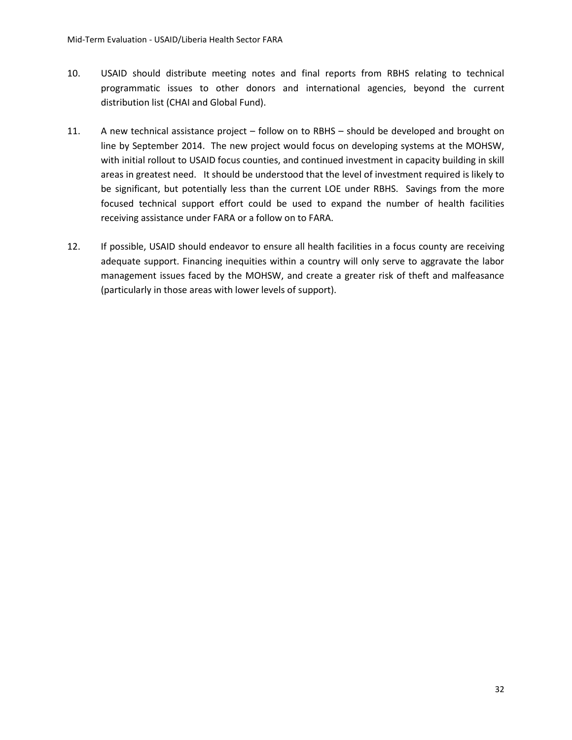10. USAID should distribute meeting notes and final reports from RBHS relating to technical programmatic issues to other donors and international agencies, beyond the current distribution list (CHAI and Global Fund).

11. A new technical assistance project – follow on to RBHS – should be developed and brought on line by September 2014. The new project would focus on developing systems at the MOHSW, with initial rollout to USAID focus counties, and continued investment in capacity building in skill areas in greatest need. It should be understood that the level of investment required is likely to be significant, but potentially less than the current LOE under RBHS. Savings from the more focused technical support effort could be used to expand the number of health facilities receiving assistance under FARA or a follow on to FARA.

12. If possible, USAID should endeavor to ensure all health facilities in a focus county are receiving adequate support. Financing inequities within a country will only serve to aggravate the labor management issues faced by the MOHSW, and create a greater risk of theft and malfeasance (particularly in those areas with lower levels of support).